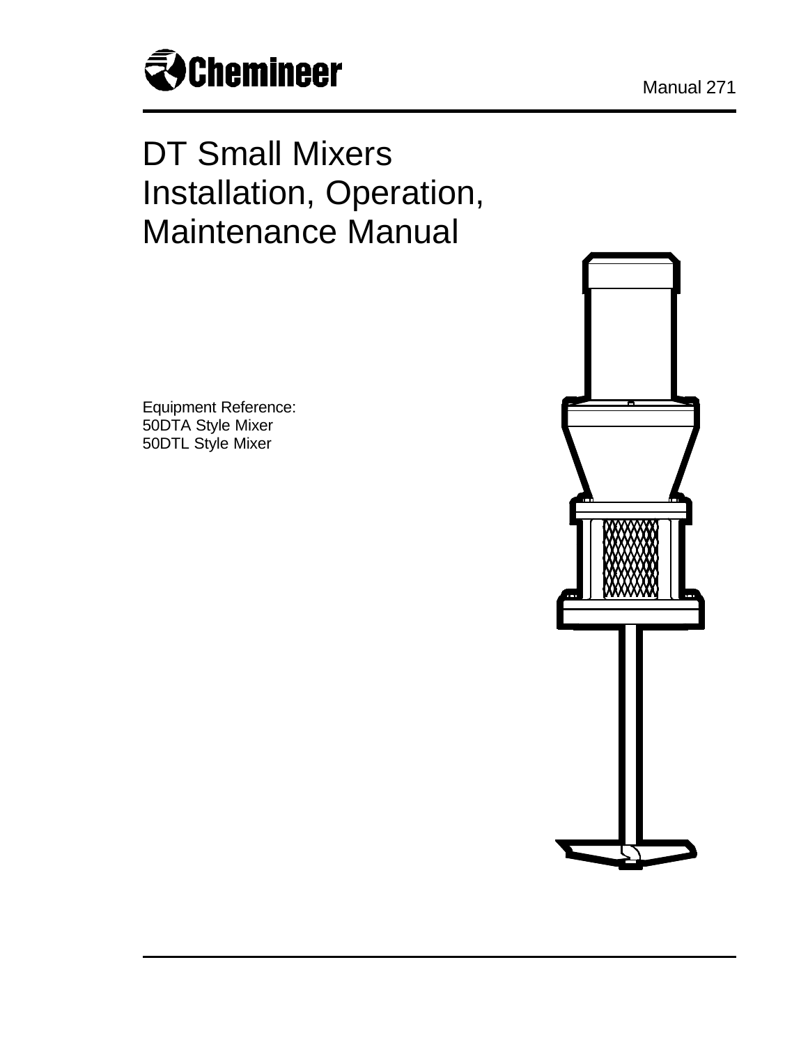Chemineer

Manual 271

# DT Small Mixers Installation, Operation, Maintenance Manual

Equipment Reference:
50DTA Style Mixer
50DTL Style Mixer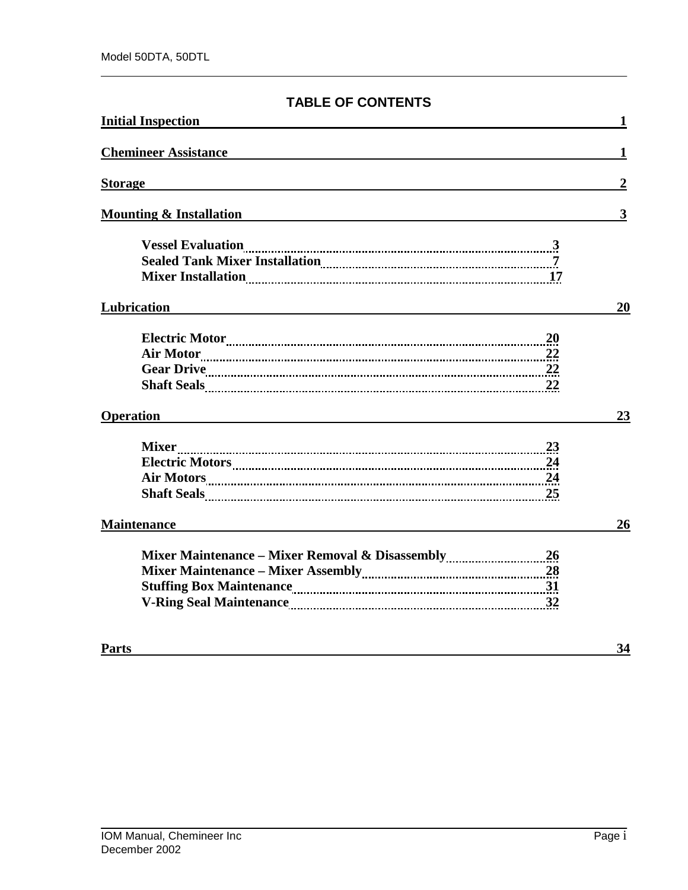## TABLE OF CONTENTS

**Initial Inspection** 1

**Chemineer Assistance** 1

**Storage** 2

**Mounting & Installation** 3

- **Vessel Evaluation** 3
- **Sealed Tank Mixer Installation** 7
- **Mixer Installation** 17

**Lubrication** 20

- **Electric Motor** 20
- **Air Motor** 22
- **Gear Drive** 22
- **Shaft Seals** 22

**Operation** 23

- **Mixer** 23
- **Electric Motors** 24
- **Air Motors** 24
- **Shaft Seals** 25

**Maintenance** 26

- **Mixer Maintenance – Mixer Removal & Disassembly** 26
- **Mixer Maintenance – Mixer Assembly** 28
- **Stuffing Box Maintenance** 31
- **V-Ring Seal Maintenance** 32

**Parts** 34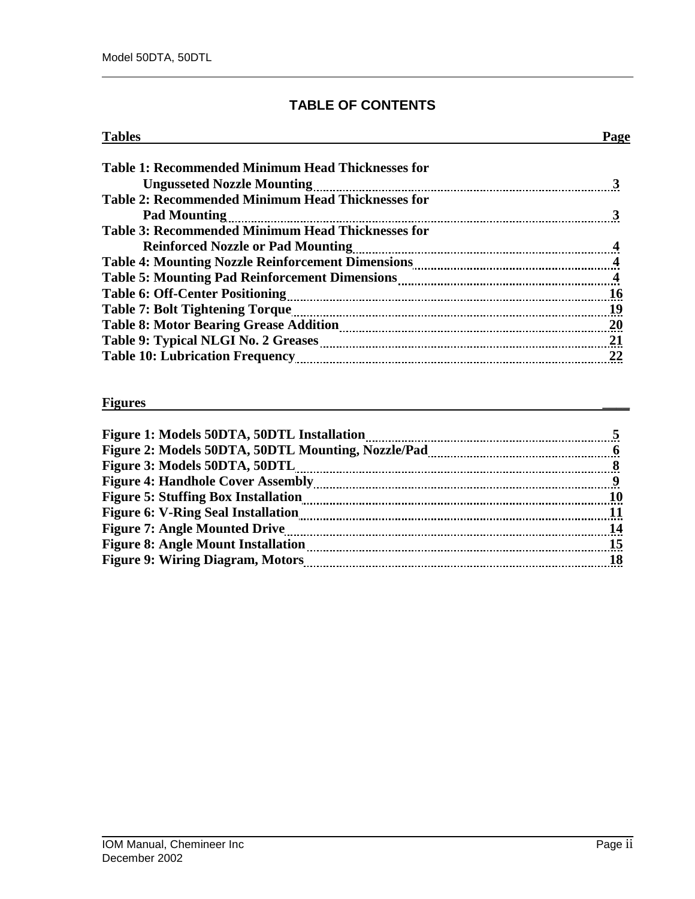## TABLE OF CONTENTS

| Tables | Page |
|---|---|
| Table 1: Recommended Minimum Head Thicknesses for Ungusseted Nozzle Mounting | 3 |
| Table 2: Recommended Minimum Head Thicknesses for Pad Mounting | 3 |
| Table 3: Recommended Minimum Head Thicknesses for Reinforced Nozzle or Pad Mounting | 4 |
| Table 4: Mounting Nozzle Reinforcement Dimensions | 4 |
| Table 5: Mounting Pad Reinforcement Dimensions | 4 |
| Table 6: Off-Center Positioning | 16 |
| Table 7: Bolt Tightening Torque | 19 |
| Table 8: Motor Bearing Grease Addition | 20 |
| Table 9: Typical NLGI No. 2 Greases | 21 |
| Table 10: Lubrication Frequency | 22 |

| Figures | |
|---|---|
| Figure 1: Models 50DTA, 50DTL Installation | 5 |
| Figure 2: Models 50DTA, 50DTL Mounting, Nozzle/Pad | 6 |
| Figure 3: Models 50DTA, 50DTL | 8 |
| Figure 4: Handhole Cover Assembly | 9 |
| Figure 5: Stuffing Box Installation | 10 |
| Figure 6: V-Ring Seal Installation | 11 |
| Figure 7: Angle Mounted Drive | 14 |
| Figure 8: Angle Mount Installation | 15 |
| Figure 9: Wiring Diagram, Motors | 18 |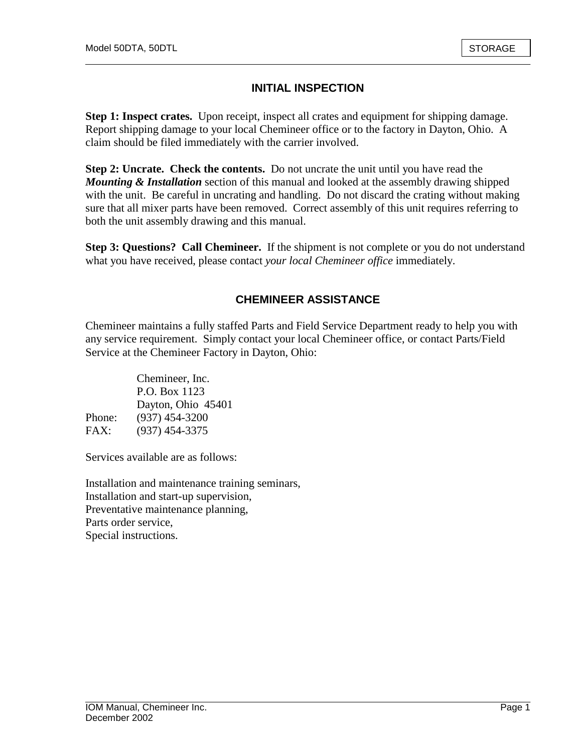## INITIAL INSPECTION

**Step 1: Inspect crates.** Upon receipt, inspect all crates and equipment for shipping damage. Report shipping damage to your local Chemineer office or to the factory in Dayton, Ohio. A claim should be filed immediately with the carrier involved.

**Step 2: Uncrate. Check the contents.** Do not uncrate the unit until you have read the ***Mounting & Installation*** section of this manual and looked at the assembly drawing shipped with the unit. Be careful in uncrating and handling. Do not discard the crating without making sure that all mixer parts have been removed. Correct assembly of this unit requires referring to both the unit assembly drawing and this manual.

**Step 3: Questions? Call Chemineer.** If the shipment is not complete or you do not understand what you have received, please contact *your local Chemineer office* immediately.

## CHEMINEER ASSISTANCE

Chemineer maintains a fully staffed Parts and Field Service Department ready to help you with any service requirement. Simply contact your local Chemineer office, or contact Parts/Field Service at the Chemineer Factory in Dayton, Ohio:

Chemineer, Inc.
P.O. Box 1123
Dayton, Ohio 45401
Phone: (937) 454-3200
FAX: (937) 454-3375

Services available are as follows:

Installation and maintenance training seminars,
Installation and start-up supervision,
Preventative maintenance planning,
Parts order service,
Special instructions.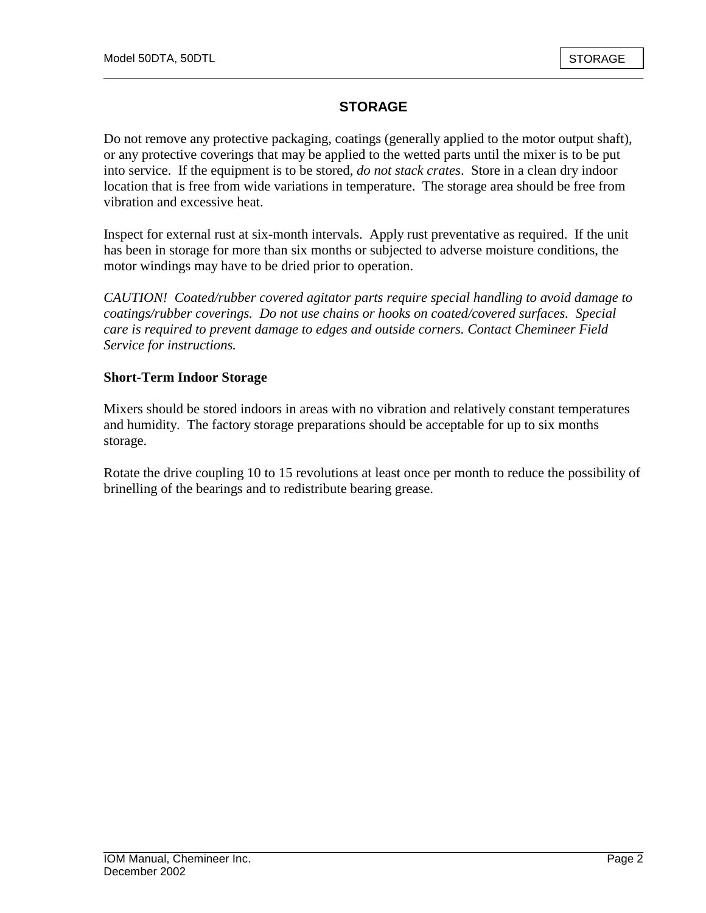## STORAGE

Do not remove any protective packaging, coatings (generally applied to the motor output shaft), or any protective coverings that may be applied to the wetted parts until the mixer is to be put into service. If the equipment is to be stored, *do not stack crates*. Store in a clean dry indoor location that is free from wide variations in temperature. The storage area should be free from vibration and excessive heat.

Inspect for external rust at six-month intervals. Apply rust preventative as required. If the unit has been in storage for more than six months or subjected to adverse moisture conditions, the motor windings may have to be dried prior to operation.

*CAUTION! Coated/rubber covered agitator parts require special handling to avoid damage to coatings/rubber coverings. Do not use chains or hooks on coated/covered surfaces. Special care is required to prevent damage to edges and outside corners. Contact Chemineer Field Service for instructions.*

### Short-Term Indoor Storage

Mixers should be stored indoors in areas with no vibration and relatively constant temperatures and humidity. The factory storage preparations should be acceptable for up to six months storage.

Rotate the drive coupling 10 to 15 revolutions at least once per month to reduce the possibility of brinelling of the bearings and to redistribute bearing grease.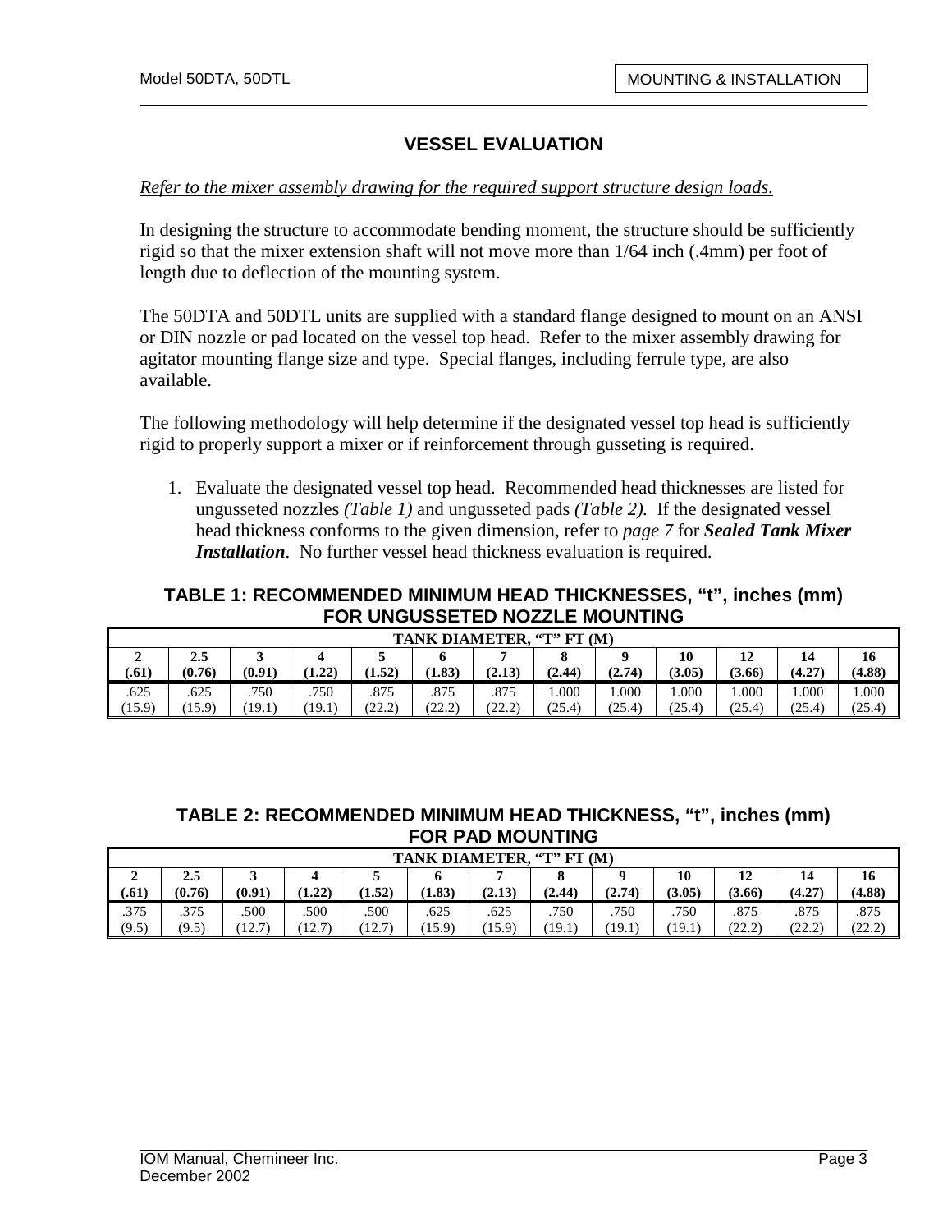## VESSEL EVALUATION

*Refer to the mixer assembly drawing for the required support structure design loads.*

In designing the structure to accommodate bending moment, the structure should be sufficiently rigid so that the mixer extension shaft will not move more than 1/64 inch (.4mm) per foot of length due to deflection of the mounting system.

The 50DTA and 50DTL units are supplied with a standard flange designed to mount on an ANSI or DIN nozzle or pad located on the vessel top head. Refer to the mixer assembly drawing for agitator mounting flange size and type. Special flanges, including ferrule type, are also available.

The following methodology will help determine if the designated vessel top head is sufficiently rigid to properly support a mixer or if reinforcement through gusseting is required.

1. Evaluate the designated vessel top head. Recommended head thicknesses are listed for ungusseted nozzles *(Table 1)* and ungusseted pads *(Table 2)*. If the designated vessel head thickness conforms to the given dimension, refer to *page 7* for ***Sealed Tank Mixer Installation***. No further vessel head thickness evaluation is required.

**TABLE 1: RECOMMENDED MINIMUM HEAD THICKNESSES, "t", inches (mm) FOR UNGUSSETED NOZZLE MOUNTING**

| TANK DIAMETER, "T" FT (M) | | | | | | | | | | | | |
|---|---|---|---|---|---|---|---|---|---|---|---|---|
| **2 (.61)** | **2.5 (0.76)** | **3 (0.91)** | **4 (1.22)** | **5 (1.52)** | **6 (1.83)** | **7 (2.13)** | **8 (2.44)** | **9 (2.74)** | **10 (3.05)** | **12 (3.66)** | **14 (4.27)** | **16 (4.88)** |
| .625 (15.9) | .625 (15.9) | .750 (19.1) | .750 (19.1) | .875 (22.2) | .875 (22.2) | .875 (22.2) | 1.000 (25.4) | 1.000 (25.4) | 1.000 (25.4) | 1.000 (25.4) | 1.000 (25.4) | 1.000 (25.4) |

**TABLE 2: RECOMMENDED MINIMUM HEAD THICKNESS, "t", inches (mm) FOR PAD MOUNTING**

| TANK DIAMETER, "T" FT (M) | | | | | | | | | | | | |
|---|---|---|---|---|---|---|---|---|---|---|---|---|
| **2 (.61)** | **2.5 (0.76)** | **3 (0.91)** | **4 (1.22)** | **5 (1.52)** | **6 (1.83)** | **7 (2.13)** | **8 (2.44)** | **9 (2.74)** | **10 (3.05)** | **12 (3.66)** | **14 (4.27)** | **16 (4.88)** |
| .375 (9.5) | .375 (9.5) | .500 (12.7) | .500 (12.7) | .500 (12.7) | .625 (15.9) | .625 (15.9) | .750 (19.1) | .750 (19.1) | .750 (19.1) | .875 (22.2) | .875 (22.2) | .875 (22.2) |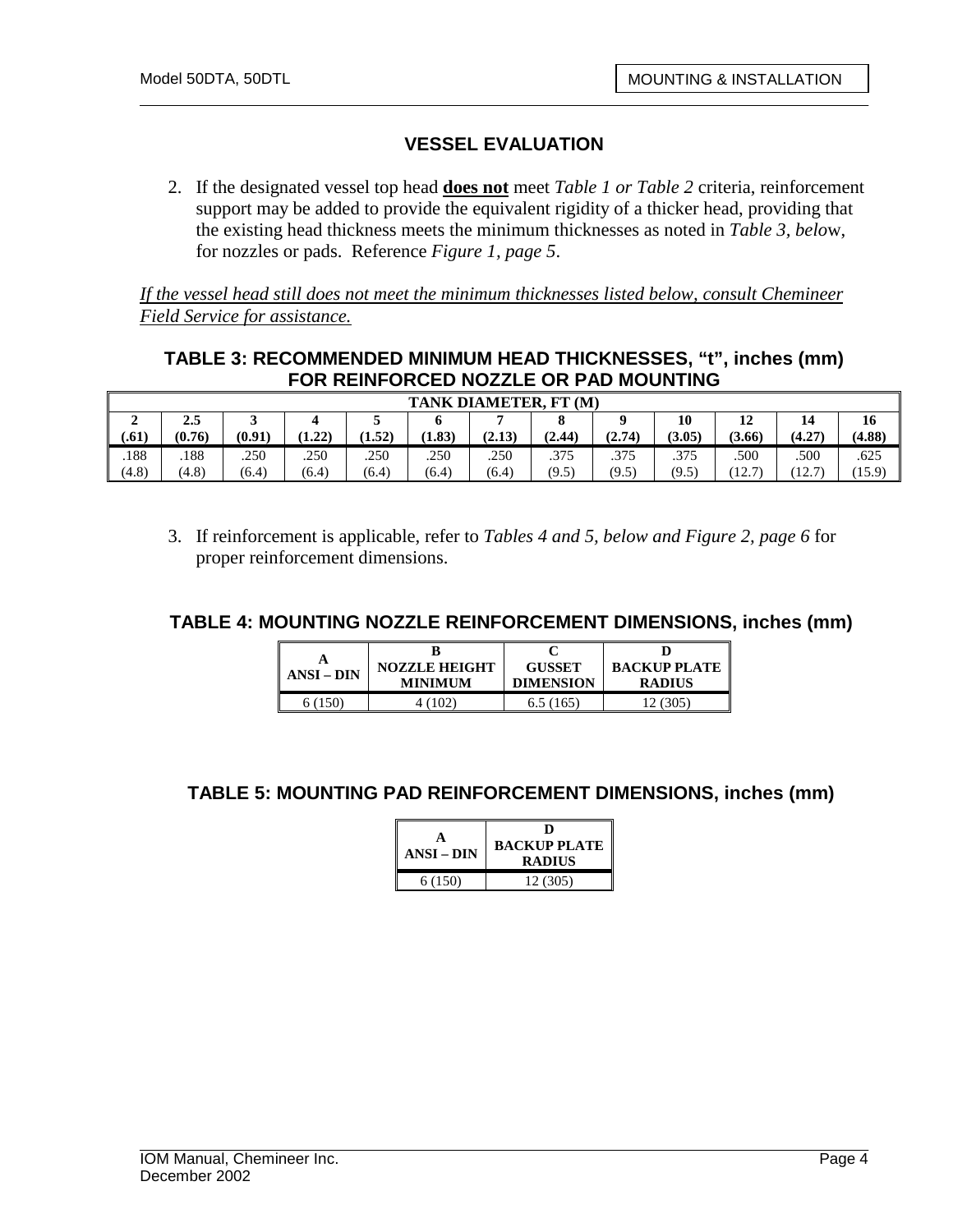## VESSEL EVALUATION

2. If the designated vessel top head **does not** meet *Table 1 or Table 2* criteria, reinforcement support may be added to provide the equivalent rigidity of a thicker head, providing that the existing head thickness meets the minimum thicknesses as noted in *Table 3, below*, for nozzles or pads. Reference *Figure 1, page 5*.

*If the vessel head still does not meet the minimum thicknesses listed below, consult Chemineer Field Service for assistance.*

### TABLE 3: RECOMMENDED MINIMUM HEAD THICKNESSES, "t", inches (mm) FOR REINFORCED NOZZLE OR PAD MOUNTING

| TANK DIAMETER, FT (M) | | | | | | | | | | | | |
|---|---|---|---|---|---|---|---|---|---|---|---|---|
| **2 (.61)** | **2.5 (0.76)** | **3 (0.91)** | **4 (1.22)** | **5 (1.52)** | **6 (1.83)** | **7 (2.13)** | **8 (2.44)** | **9 (2.74)** | **10 (3.05)** | **12 (3.66)** | **14 (4.27)** | **16 (4.88)** |
| .188 (4.8) | .188 (4.8) | .250 (6.4) | .250 (6.4) | .250 (6.4) | .250 (6.4) | .250 (6.4) | .375 (9.5) | .375 (9.5) | .375 (9.5) | .500 (12.7) | .500 (12.7) | .625 (15.9) |

3. If reinforcement is applicable, refer to *Tables 4 and 5, below and Figure 2, page 6* for proper reinforcement dimensions.

### TABLE 4: MOUNTING NOZZLE REINFORCEMENT DIMENSIONS, inches (mm)

| A ANSI – DIN | B NOZZLE HEIGHT MINIMUM | C GUSSET DIMENSION | D BACKUP PLATE RADIUS |
|---|---|---|---|
| 6 (150) | 4 (102) | 6.5 (165) | 12 (305) |

### TABLE 5: MOUNTING PAD REINFORCEMENT DIMENSIONS, inches (mm)

| A ANSI – DIN | D BACKUP PLATE RADIUS |
|---|---|
| 6 (150) | 12 (305) |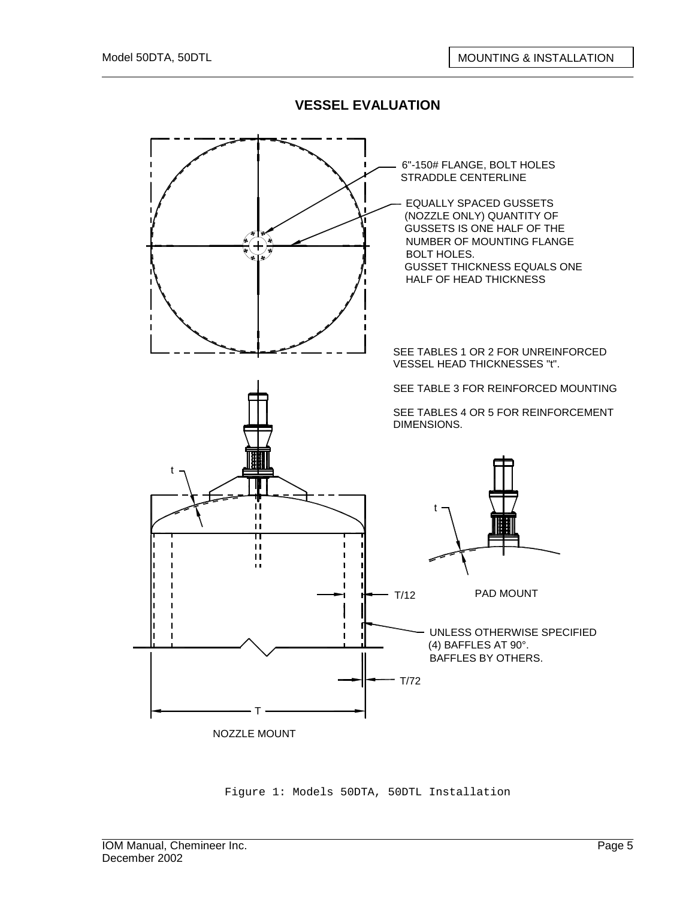## VESSEL EVALUATION

6"-150# FLANGE, BOLT HOLES STRADDLE CENTERLINE

EQUALLY SPACED GUSSETS (NOZZLE ONLY) QUANTITY OF GUSSETS IS ONE HALF OF THE NUMBER OF MOUNTING FLANGE BOLT HOLES.
GUSSET THICKNESS EQUALS ONE HALF OF HEAD THICKNESS

SEE TABLES 1 OR 2 FOR UNREINFORCED VESSEL HEAD THICKNESSES "t".

SEE TABLE 3 FOR REINFORCED MOUNTING

SEE TABLES 4 OR 5 FOR REINFORCEMENT DIMENSIONS.

t

t

PAD MOUNT

T/12

UNLESS OTHERWISE SPECIFIED (4) BAFFLES AT 90°.
BAFFLES BY OTHERS.

T/72

T

NOZZLE MOUNT

Figure 1: Models 50DTA, 50DTL Installation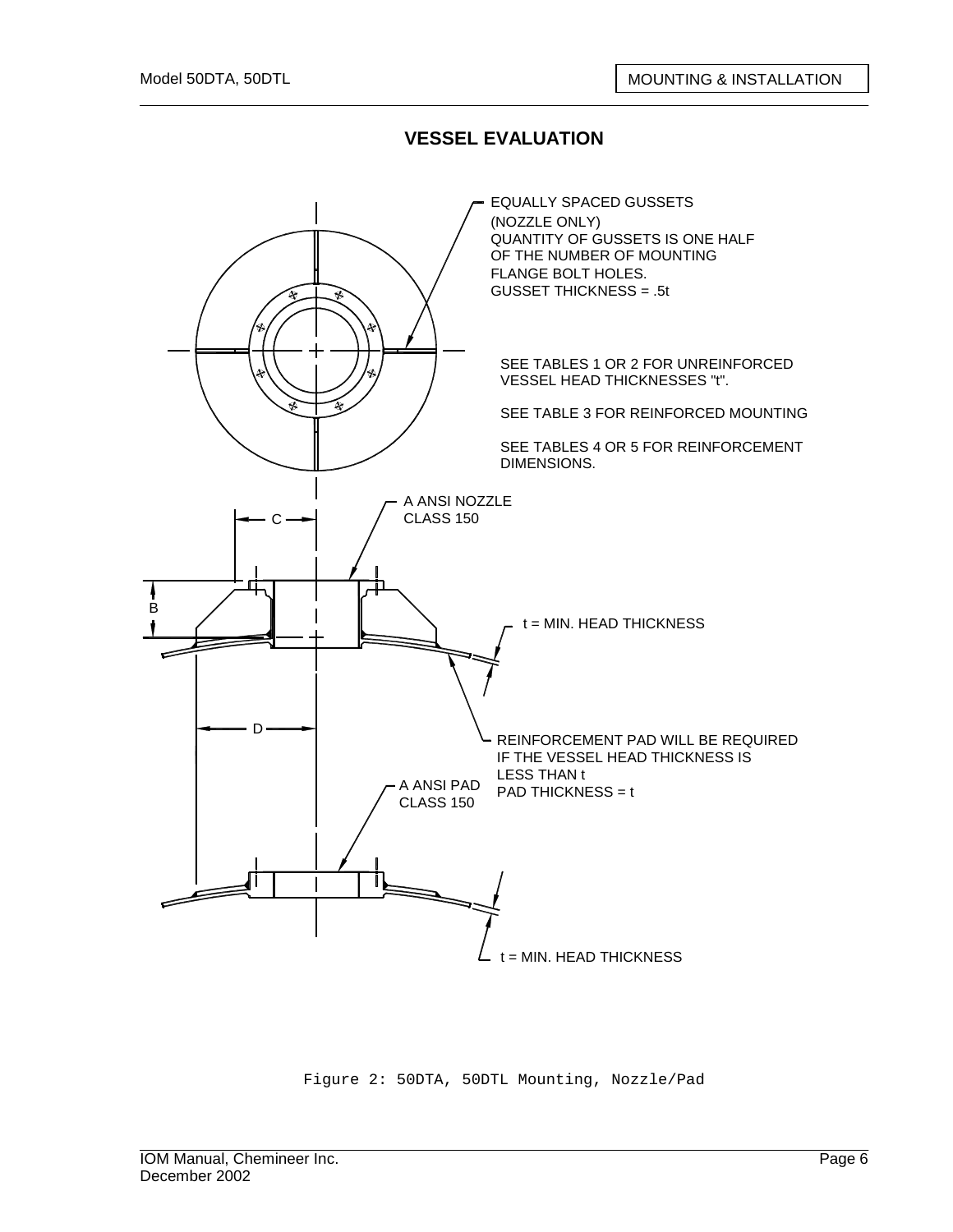# VESSEL EVALUATION

EQUALLY SPACED GUSSETS (NOZZLE ONLY)
QUANTITY OF GUSSETS IS ONE HALF OF THE NUMBER OF MOUNTING FLANGE BOLT HOLES.
GUSSET THICKNESS = .5t

SEE TABLES 1 OR 2 FOR UNREINFORCED VESSEL HEAD THICKNESSES "t".

SEE TABLE 3 FOR REINFORCED MOUNTING

SEE TABLES 4 OR 5 FOR REINFORCEMENT DIMENSIONS.

A ANSI NOZZLE CLASS 150

C

B

t = MIN. HEAD THICKNESS

D

REINFORCEMENT PAD WILL BE REQUIRED IF THE VESSEL HEAD THICKNESS IS LESS THAN t
PAD THICKNESS = t

A ANSI PAD CLASS 150

t = MIN. HEAD THICKNESS

Figure 2: 50DTA, 50DTL Mounting, Nozzle/Pad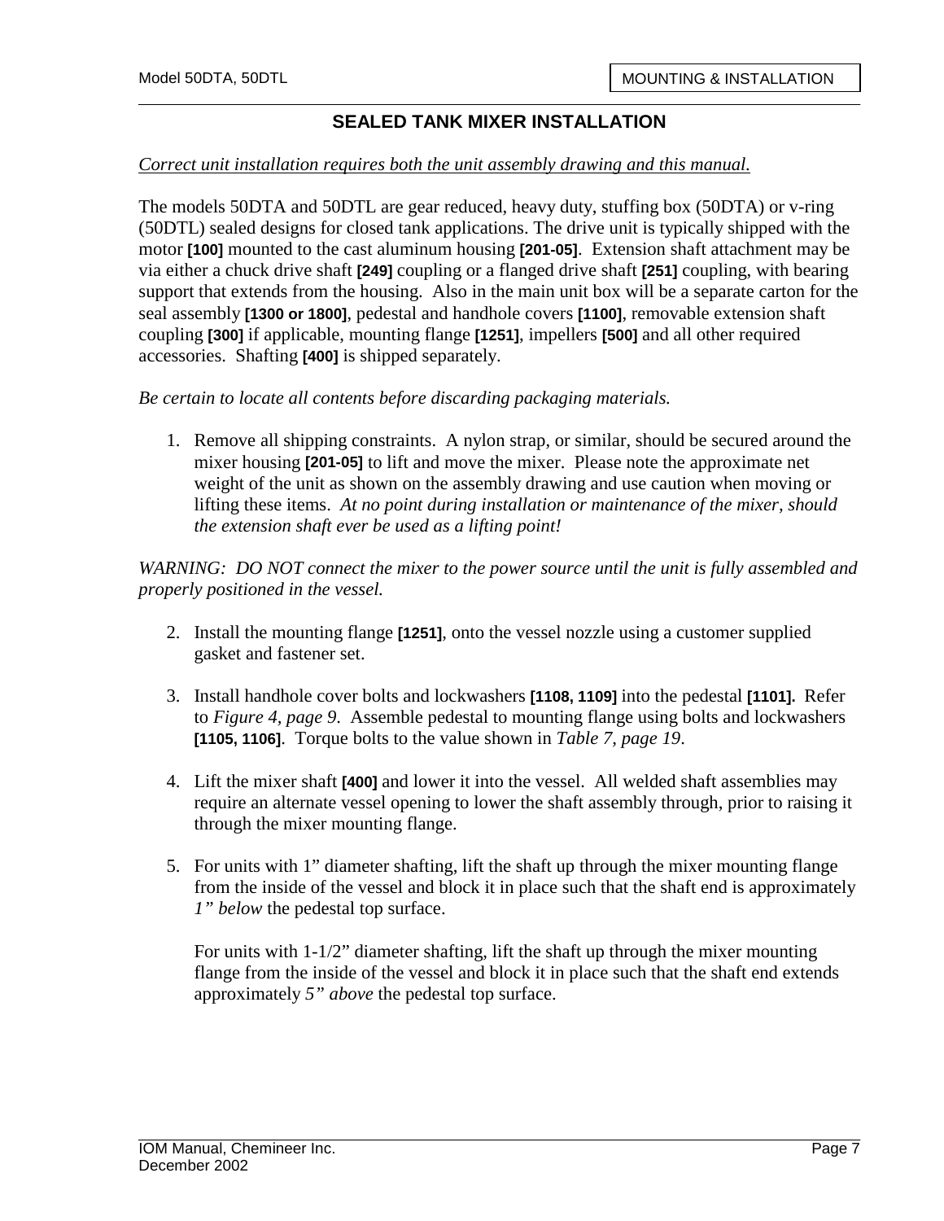## SEALED TANK MIXER INSTALLATION

_Correct unit installation requires both the unit assembly drawing and this manual._

The models 50DTA and 50DTL are gear reduced, heavy duty, stuffing box (50DTA) or v-ring (50DTL) sealed designs for closed tank applications. The drive unit is typically shipped with the motor **[100]** mounted to the cast aluminum housing **[201-05]**. Extension shaft attachment may be via either a chuck drive shaft **[249]** coupling or a flanged drive shaft **[251]** coupling, with bearing support that extends from the housing. Also in the main unit box will be a separate carton for the seal assembly **[1300 or 1800]**, pedestal and handhole covers **[1100]**, removable extension shaft coupling **[300]** if applicable, mounting flange **[1251]**, impellers **[500]** and all other required accessories. Shafting **[400]** is shipped separately.

*Be certain to locate all contents before discarding packaging materials.*

1. Remove all shipping constraints. A nylon strap, or similar, should be secured around the mixer housing **[201-05]** to lift and move the mixer. Please note the approximate net weight of the unit as shown on the assembly drawing and use caution when moving or lifting these items. *At no point during installation or maintenance of the mixer, should the extension shaft ever be used as a lifting point!*

*WARNING: DO NOT connect the mixer to the power source until the unit is fully assembled and properly positioned in the vessel.*

2. Install the mounting flange **[1251]**, onto the vessel nozzle using a customer supplied gasket and fastener set.

3. Install handhole cover bolts and lockwashers **[1108, 1109]** into the pedestal **[1101].** Refer to *Figure 4, page 9*. Assemble pedestal to mounting flange using bolts and lockwashers **[1105, 1106]**. Torque bolts to the value shown in *Table 7, page 19*.

4. Lift the mixer shaft **[400]** and lower it into the vessel. All welded shaft assemblies may require an alternate vessel opening to lower the shaft assembly through, prior to raising it through the mixer mounting flange.

5. For units with 1" diameter shafting, lift the shaft up through the mixer mounting flange from the inside of the vessel and block it in place such that the shaft end is approximately *1" below* the pedestal top surface.

   For units with 1-1/2" diameter shafting, lift the shaft up through the mixer mounting flange from the inside of the vessel and block it in place such that the shaft end extends approximately *5" above* the pedestal top surface.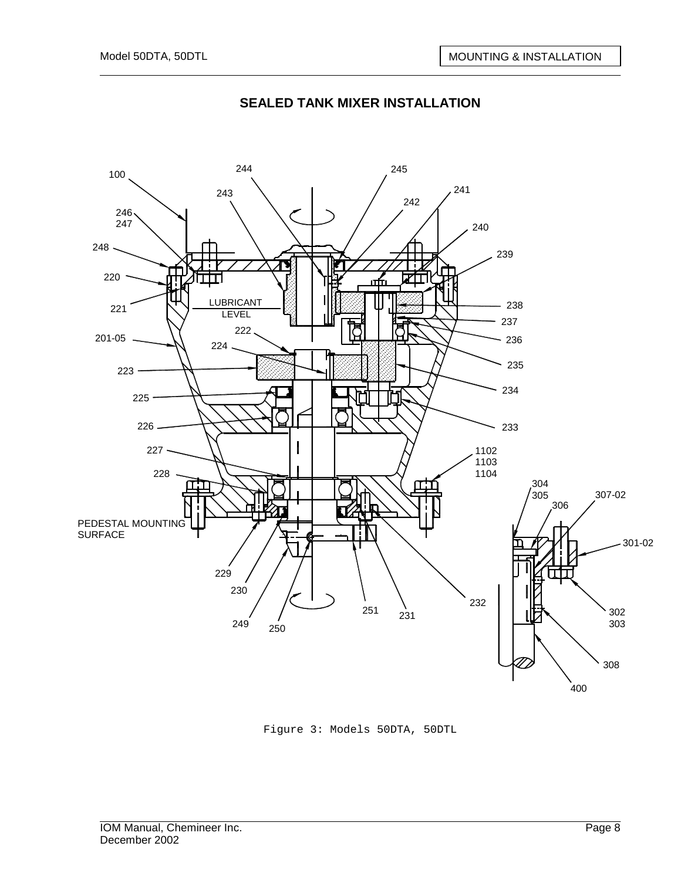## SEALED TANK MIXER INSTALLATION

Figure 3: Models 50DTA, 50DTL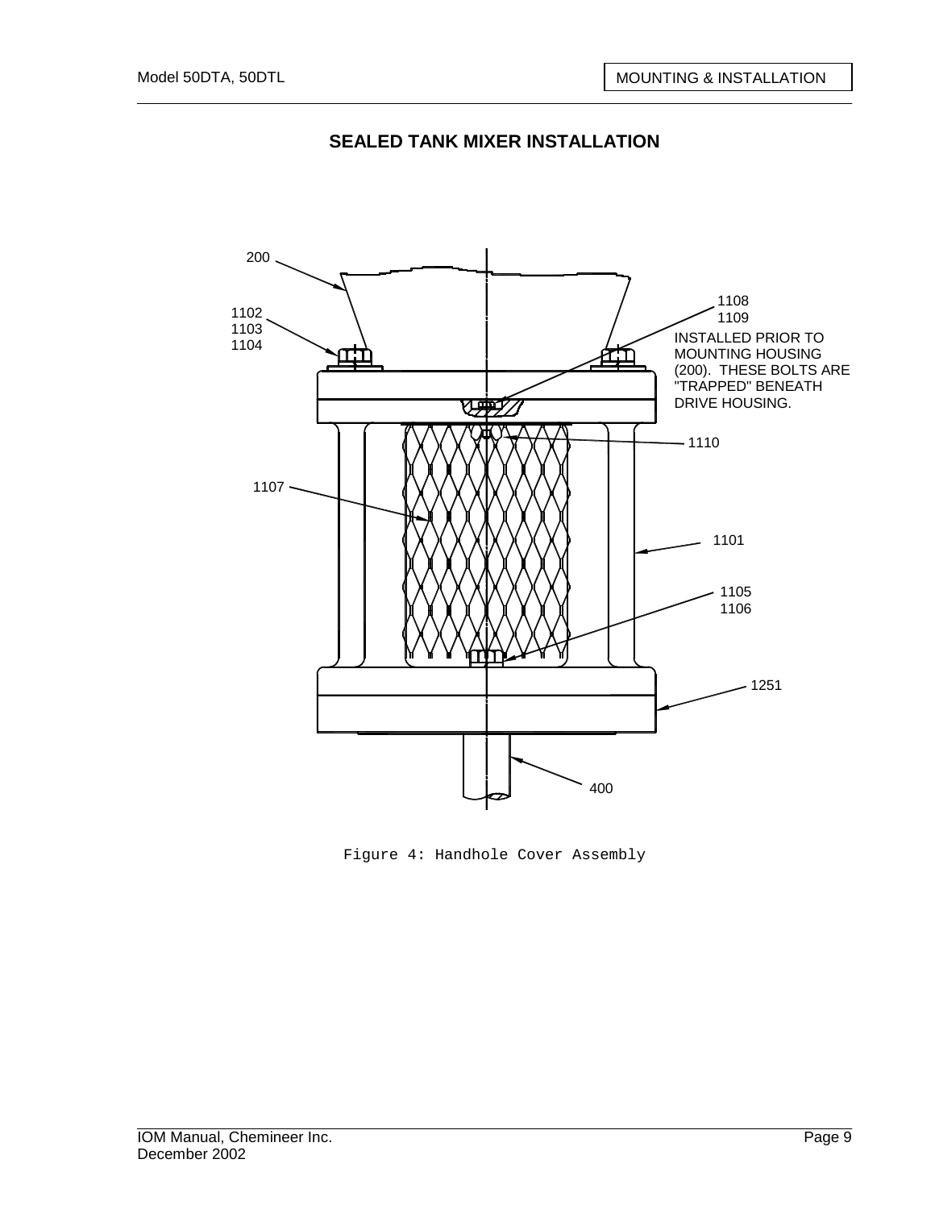## SEALED TANK MIXER INSTALLATION

200

1102
1103
1104

1108
1109

INSTALLED PRIOR TO MOUNTING HOUSING (200). THESE BOLTS ARE "TRAPPED" BENEATH DRIVE HOUSING.

1110

1107

1101

1105
1106

1251

400

Figure 4: Handhole Cover Assembly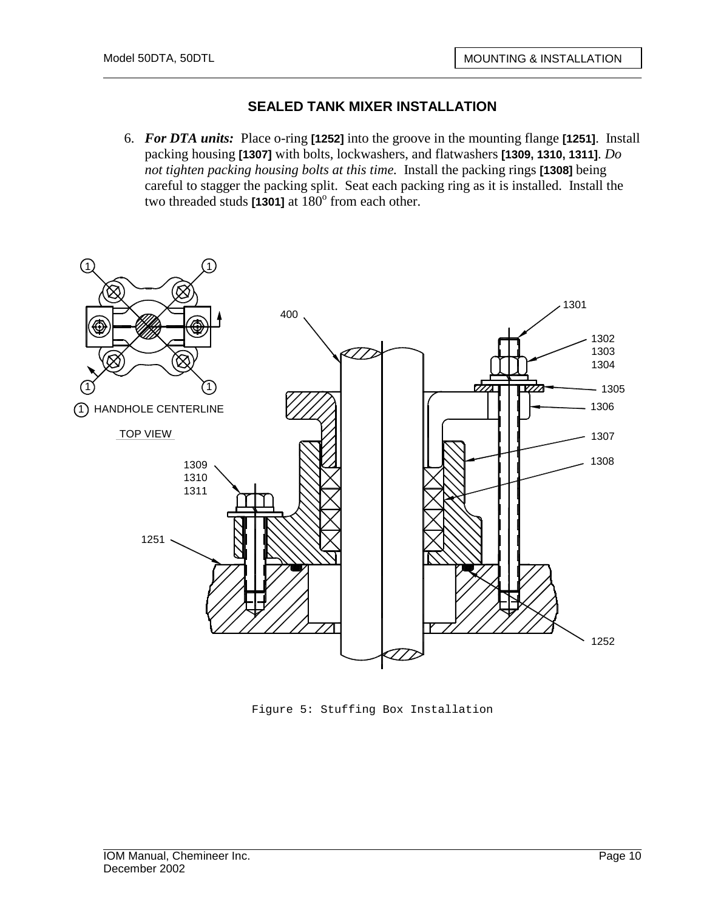## SEALED TANK MIXER INSTALLATION

6. ***For DTA units:*** Place o-ring **[1252]** into the groove in the mounting flange **[1251]**. Install packing housing **[1307]** with bolts, lockwashers, and flatwashers **[1309, 1310, 1311]**. *Do not tighten packing housing bolts at this time.* Install the packing rings **[1308]** being careful to stagger the packing split. Seat each packing ring as it is installed. Install the two threaded studs **[1301]** at 180° from each other.

Figure 5: Stuffing Box Installation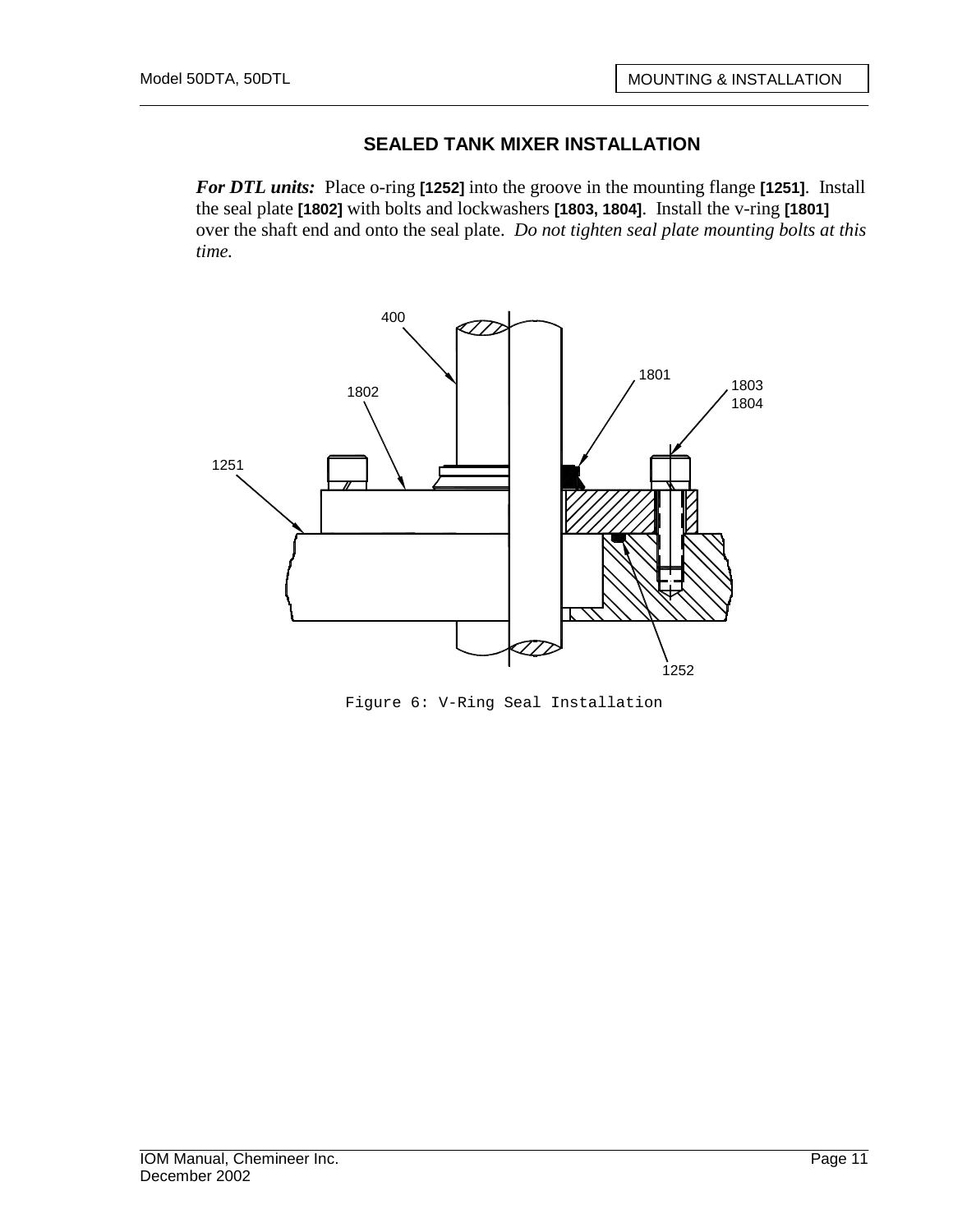## SEALED TANK MIXER INSTALLATION

***For DTL units:*** Place o-ring **[1252]** into the groove in the mounting flange **[1251]**. Install the seal plate **[1802]** with bolts and lockwashers **[1803, 1804]**. Install the v-ring **[1801]** over the shaft end and onto the seal plate. *Do not tighten seal plate mounting bolts at this time.*

Figure 6: V-Ring Seal Installation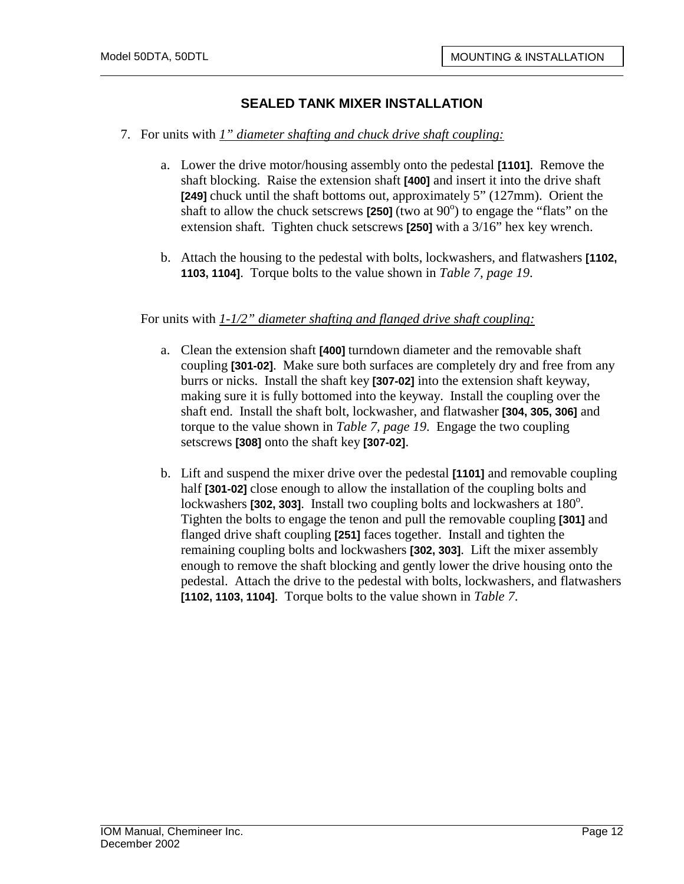## SEALED TANK MIXER INSTALLATION

7. For units with *1" diameter shafting and chuck drive shaft coupling:*

   a. Lower the drive motor/housing assembly onto the pedestal **[1101]**. Remove the shaft blocking. Raise the extension shaft **[400]** and insert it into the drive shaft **[249]** chuck until the shaft bottoms out, approximately 5" (127mm). Orient the shaft to allow the chuck setscrews **[250]** (two at 90°) to engage the "flats" on the extension shaft. Tighten chuck setscrews **[250]** with a 3/16" hex key wrench.

   b. Attach the housing to the pedestal with bolts, lockwashers, and flatwashers **[1102, 1103, 1104]**. Torque bolts to the value shown in *Table 7, page 19*.

   For units with *1-1/2" diameter shafting and flanged drive shaft coupling:*

   a. Clean the extension shaft **[400]** turndown diameter and the removable shaft coupling **[301-02]**. Make sure both surfaces are completely dry and free from any burrs or nicks. Install the shaft key **[307-02]** into the extension shaft keyway, making sure it is fully bottomed into the keyway. Install the coupling over the shaft end. Install the shaft bolt, lockwasher, and flatwasher **[304, 305, 306]** and torque to the value shown in *Table 7, page 19*. Engage the two coupling setscrews **[308]** onto the shaft key **[307-02]**.

   b. Lift and suspend the mixer drive over the pedestal **[1101]** and removable coupling half **[301-02]** close enough to allow the installation of the coupling bolts and lockwashers **[302, 303]**. Install two coupling bolts and lockwashers at 180°. Tighten the bolts to engage the tenon and pull the removable coupling **[301]** and flanged drive shaft coupling **[251]** faces together. Install and tighten the remaining coupling bolts and lockwashers **[302, 303]**. Lift the mixer assembly enough to remove the shaft blocking and gently lower the drive housing onto the pedestal. Attach the drive to the pedestal with bolts, lockwashers, and flatwashers **[1102, 1103, 1104]**. Torque bolts to the value shown in *Table 7*.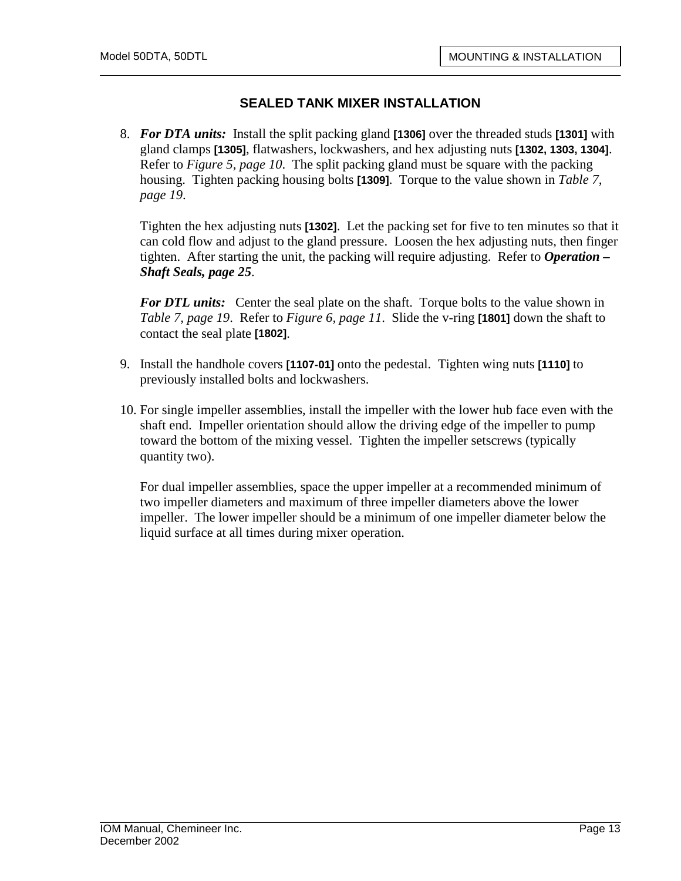## SEALED TANK MIXER INSTALLATION

8. ***For DTA units:*** Install the split packing gland **[1306]** over the threaded studs **[1301]** with gland clamps **[1305]**, flatwashers, lockwashers, and hex adjusting nuts **[1302, 1303, 1304]**. Refer to *Figure 5, page 10*. The split packing gland must be square with the packing housing. Tighten packing housing bolts **[1309]**. Torque to the value shown in *Table 7, page 19*.

   Tighten the hex adjusting nuts **[1302]**. Let the packing set for five to ten minutes so that it can cold flow and adjust to the gland pressure. Loosen the hex adjusting nuts, then finger tighten. After starting the unit, the packing will require adjusting. Refer to ***Operation – Shaft Seals, page 25***.

   ***For DTL units:*** Center the seal plate on the shaft. Torque bolts to the value shown in *Table 7, page 19*. Refer to *Figure 6, page 11*. Slide the v-ring **[1801]** down the shaft to contact the seal plate **[1802]**.

9. Install the handhole covers **[1107-01]** onto the pedestal. Tighten wing nuts **[1110]** to previously installed bolts and lockwashers.

10. For single impeller assemblies, install the impeller with the lower hub face even with the shaft end. Impeller orientation should allow the driving edge of the impeller to pump toward the bottom of the mixing vessel. Tighten the impeller setscrews (typically quantity two).

    For dual impeller assemblies, space the upper impeller at a recommended minimum of two impeller diameters and maximum of three impeller diameters above the lower impeller. The lower impeller should be a minimum of one impeller diameter below the liquid surface at all times during mixer operation.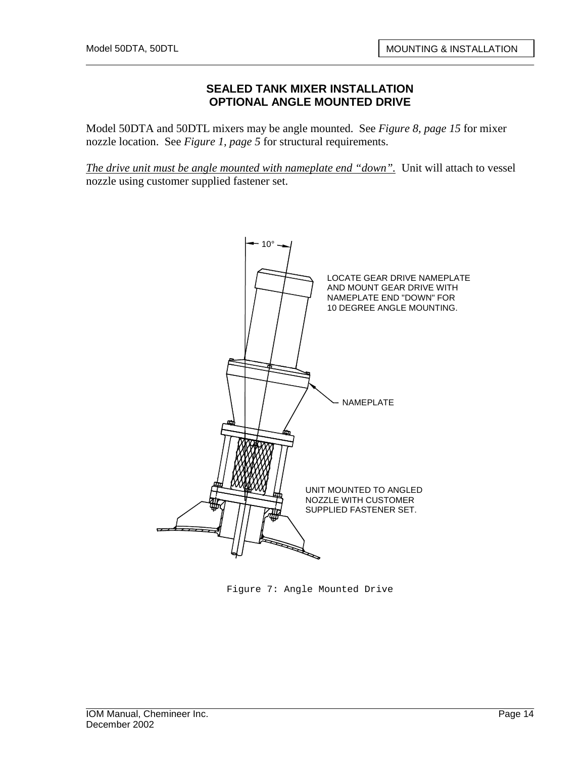## SEALED TANK MIXER INSTALLATION
## OPTIONAL ANGLE MOUNTED DRIVE

Model 50DTA and 50DTL mixers may be angle mounted. See *Figure 8, page 15* for mixer nozzle location. See *Figure 1, page 5* for structural requirements.

*The drive unit must be angle mounted with nameplate end "down".* Unit will attach to vessel nozzle using customer supplied fastener set.

10°

LOCATE GEAR DRIVE NAMEPLATE AND MOUNT GEAR DRIVE WITH NAMEPLATE END "DOWN" FOR 10 DEGREE ANGLE MOUNTING.

NAMEPLATE

UNIT MOUNTED TO ANGLED NOZZLE WITH CUSTOMER SUPPLIED FASTENER SET.

Figure 7: Angle Mounted Drive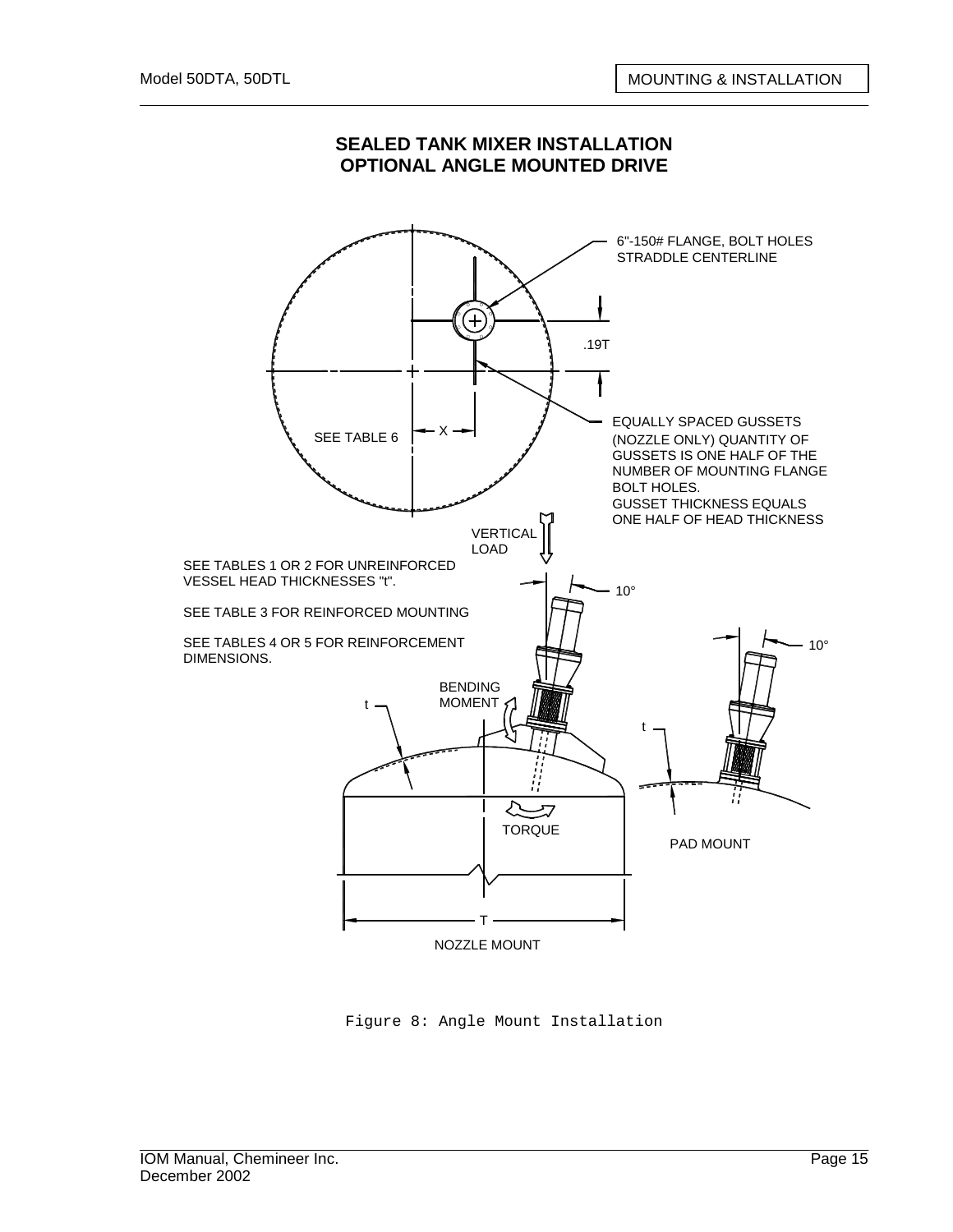# SEALED TANK MIXER INSTALLATION
## OPTIONAL ANGLE MOUNTED DRIVE

6"-150# FLANGE, BOLT HOLES STRADDLE CENTERLINE

.19T

EQUALLY SPACED GUSSETS (NOZZLE ONLY) QUANTITY OF GUSSETS IS ONE HALF OF THE NUMBER OF MOUNTING FLANGE BOLT HOLES.
GUSSET THICKNESS EQUALS ONE HALF OF HEAD THICKNESS

SEE TABLE 6

X

VERTICAL LOAD

SEE TABLES 1 OR 2 FOR UNREINFORCED VESSEL HEAD THICKNESSES "t".

SEE TABLE 3 FOR REINFORCED MOUNTING

SEE TABLES 4 OR 5 FOR REINFORCEMENT DIMENSIONS.

10°

10°

BENDING MOMENT

t

t

TORQUE

PAD MOUNT

T

NOZZLE MOUNT

Figure 8: Angle Mount Installation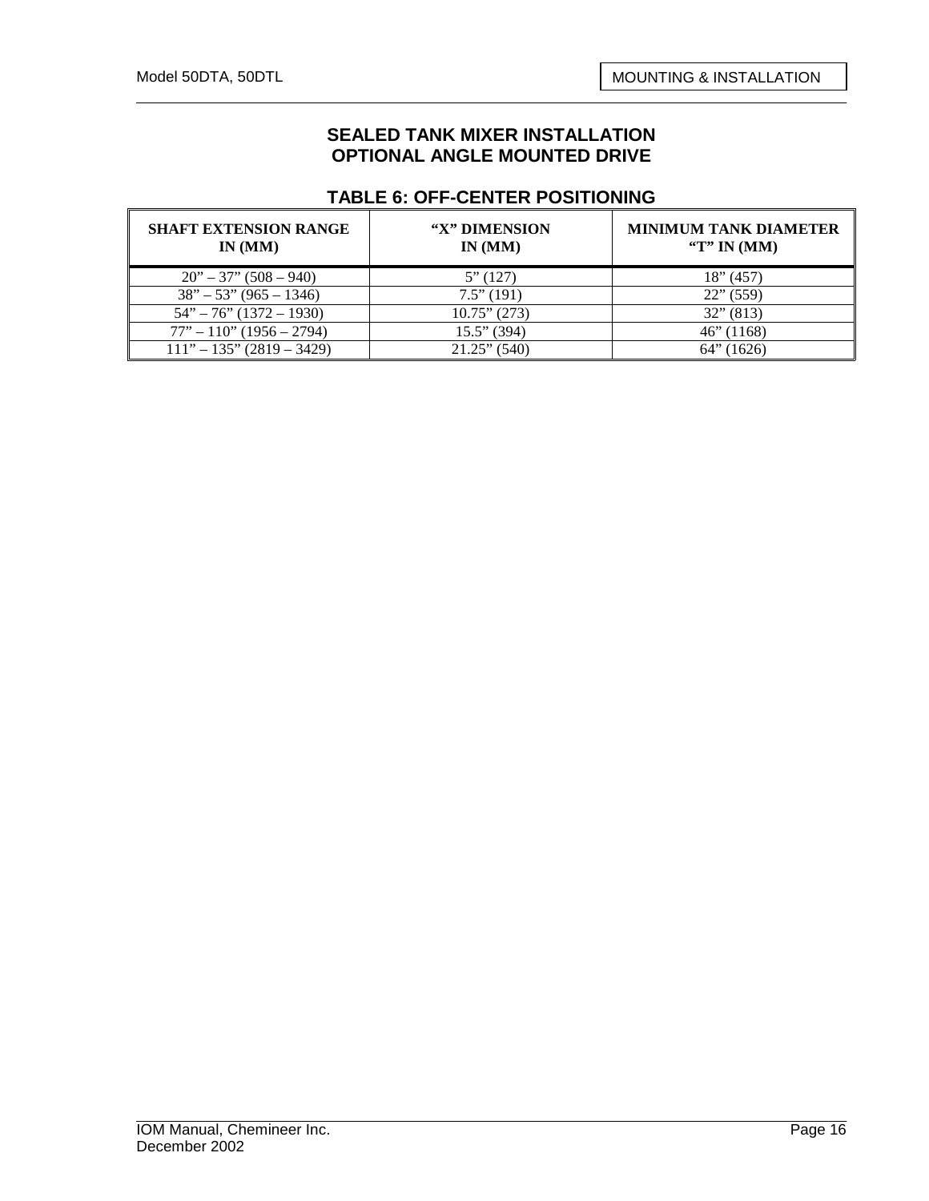## SEALED TANK MIXER INSTALLATION
## OPTIONAL ANGLE MOUNTED DRIVE

### TABLE 6: OFF-CENTER POSITIONING

| SHAFT EXTENSION RANGE IN (MM) | "X" DIMENSION IN (MM) | MINIMUM TANK DIAMETER "T" IN (MM) |
|---|---|---|
| 20" – 37" (508 – 940) | 5" (127) | 18" (457) |
| 38" – 53" (965 – 1346) | 7.5" (191) | 22" (559) |
| 54" – 76" (1372 – 1930) | 10.75" (273) | 32" (813) |
| 77" – 110" (1956 – 2794) | 15.5" (394) | 46" (1168) |
| 111" – 135" (2819 – 3429) | 21.25" (540) | 64" (1626) |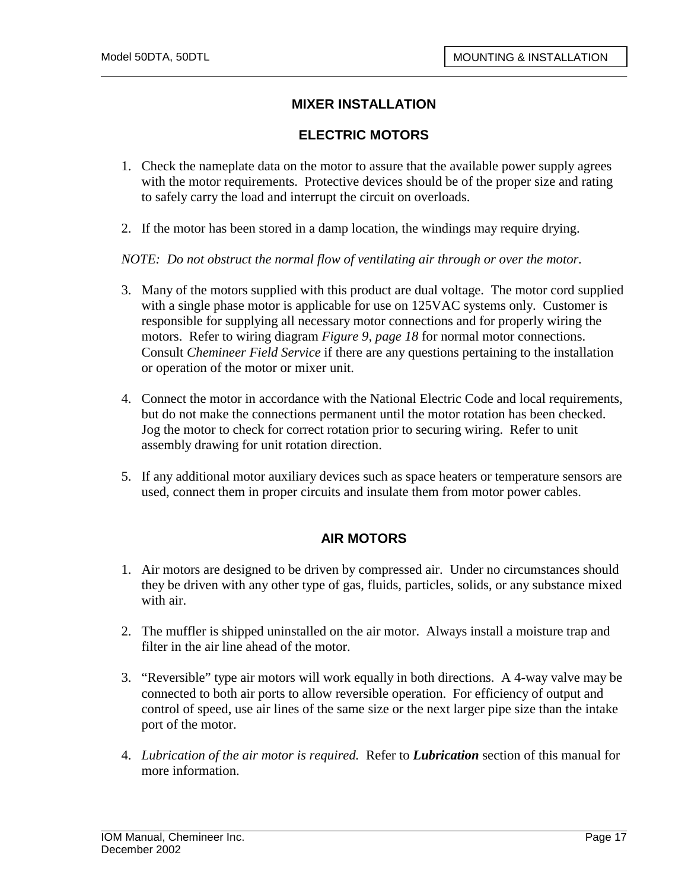# MIXER INSTALLATION

## ELECTRIC MOTORS

1. Check the nameplate data on the motor to assure that the available power supply agrees with the motor requirements. Protective devices should be of the proper size and rating to safely carry the load and interrupt the circuit on overloads.

2. If the motor has been stored in a damp location, the windings may require drying.

*NOTE: Do not obstruct the normal flow of ventilating air through or over the motor.*

3. Many of the motors supplied with this product are dual voltage. The motor cord supplied with a single phase motor is applicable for use on 125VAC systems only. Customer is responsible for supplying all necessary motor connections and for properly wiring the motors. Refer to wiring diagram *Figure 9, page 18* for normal motor connections. Consult *Chemineer Field Service* if there are any questions pertaining to the installation or operation of the motor or mixer unit.

4. Connect the motor in accordance with the National Electric Code and local requirements, but do not make the connections permanent until the motor rotation has been checked. Jog the motor to check for correct rotation prior to securing wiring. Refer to unit assembly drawing for unit rotation direction.

5. If any additional motor auxiliary devices such as space heaters or temperature sensors are used, connect them in proper circuits and insulate them from motor power cables.

## AIR MOTORS

1. Air motors are designed to be driven by compressed air. Under no circumstances should they be driven with any other type of gas, fluids, particles, solids, or any substance mixed with air.

2. The muffler is shipped uninstalled on the air motor. Always install a moisture trap and filter in the air line ahead of the motor.

3. "Reversible" type air motors will work equally in both directions. A 4-way valve may be connected to both air ports to allow reversible operation. For efficiency of output and control of speed, use air lines of the same size or the next larger pipe size than the intake port of the motor.

4. *Lubrication of the air motor is required.* Refer to ***Lubrication*** section of this manual for more information.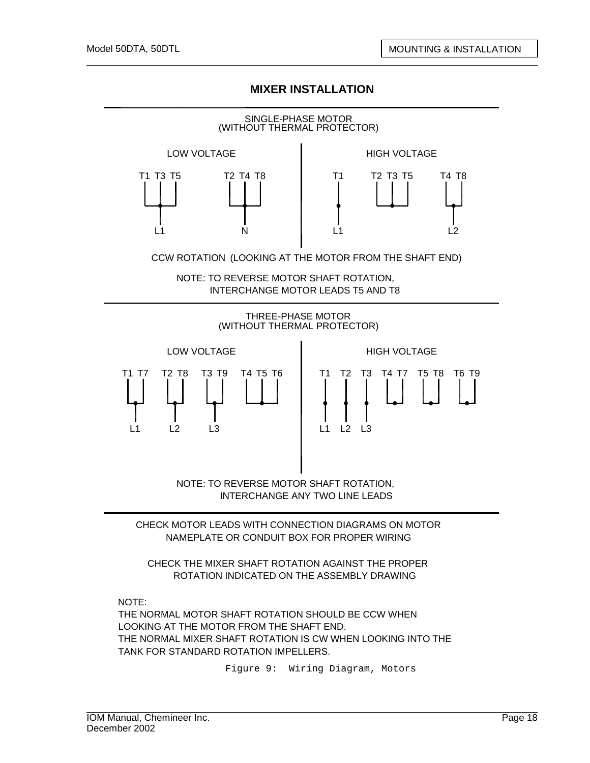## MIXER INSTALLATION

SINGLE-PHASE MOTOR
(WITHOUT THERMAL PROTECTOR)

| LOW VOLTAGE | | HIGH VOLTAGE | | |
|---|---|---|---|---|
| T1 T3 T5 | T2 T4 T8 | T1 | T2 T3 T5 | T4 T8 |
| L1 | N | L1 | | L2 |

CCW ROTATION (LOOKING AT THE MOTOR FROM THE SHAFT END)

NOTE: TO REVERSE MOTOR SHAFT ROTATION, INTERCHANGE MOTOR LEADS T5 AND T8

THREE-PHASE MOTOR
(WITHOUT THERMAL PROTECTOR)

| LOW VOLTAGE | | | | HIGH VOLTAGE | | | | | |
|---|---|---|---|---|---|---|---|---|---|
| T1 T7 | T2 T8 | T3 T9 | T4 T5 T6 | T1 | T2 | T3 | T4 T7 | T5 T8 | T6 T9 |
| L1 | L2 | L3 | | L1 | L2 | L3 | | | |

NOTE: TO REVERSE MOTOR SHAFT ROTATION, INTERCHANGE ANY TWO LINE LEADS

CHECK MOTOR LEADS WITH CONNECTION DIAGRAMS ON MOTOR NAMEPLATE OR CONDUIT BOX FOR PROPER WIRING

CHECK THE MIXER SHAFT ROTATION AGAINST THE PROPER ROTATION INDICATED ON THE ASSEMBLY DRAWING

NOTE:
THE NORMAL MOTOR SHAFT ROTATION SHOULD BE CCW WHEN LOOKING AT THE MOTOR FROM THE SHAFT END.
THE NORMAL MIXER SHAFT ROTATION IS CW WHEN LOOKING INTO THE TANK FOR STANDARD ROTATION IMPELLERS.

Figure 9: Wiring Diagram, Motors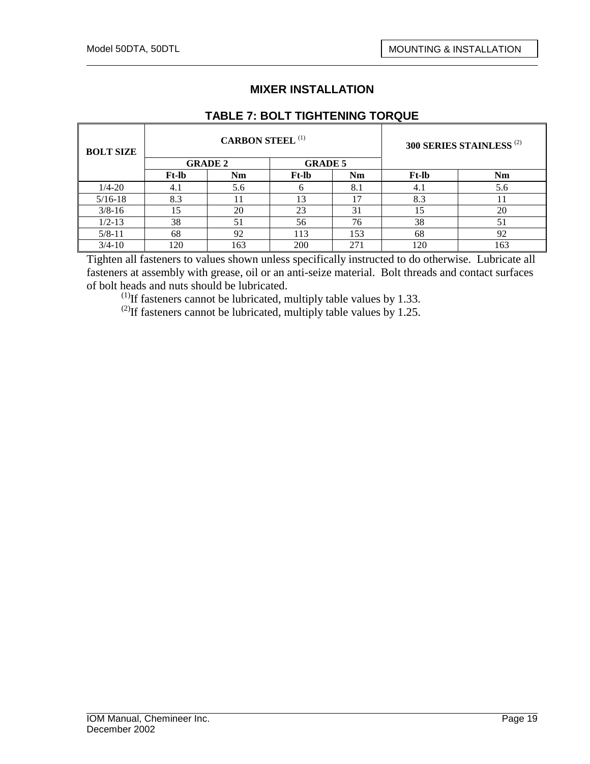## MIXER INSTALLATION

### TABLE 7: BOLT TIGHTENING TORQUE

| BOLT SIZE | CARBON STEEL [1] | | | | 300 SERIES STAINLESS [2] | |
|---|---|---|---|---|---|---|
| | GRADE 2 | | GRADE 5 | | | |
| | Ft-lb | Nm | Ft-lb | Nm | Ft-lb | Nm |
| 1/4-20 | 4.1 | 5.6 | 6 | 8.1 | 4.1 | 5.6 |
| 5/16-18 | 8.3 | 11 | 13 | 17 | 8.3 | 11 |
| 3/8-16 | 15 | 20 | 23 | 31 | 15 | 20 |
| 1/2-13 | 38 | 51 | 56 | 76 | 38 | 51 |
| 5/8-11 | 68 | 92 | 113 | 153 | 68 | 92 |
| 3/4-10 | 120 | 163 | 200 | 271 | 120 | 163 |

Tighten all fasteners to values shown unless specifically instructed to do otherwise. Lubricate all fasteners at assembly with grease, oil or an anti-seize material. Bolt threads and contact surfaces of bolt heads and nuts should be lubricated.

(1) If fasteners cannot be lubricated, multiply table values by 1.33.

(2) If fasteners cannot be lubricated, multiply table values by 1.25.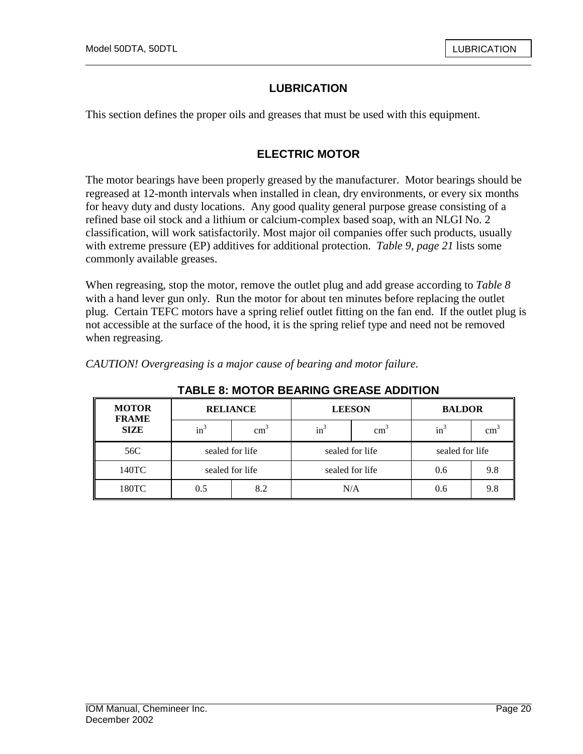## LUBRICATION

This section defines the proper oils and greases that must be used with this equipment.

## ELECTRIC MOTOR

The motor bearings have been properly greased by the manufacturer. Motor bearings should be regreased at 12-month intervals when installed in clean, dry environments, or every six months for heavy duty and dusty locations. Any good quality general purpose grease consisting of a refined base oil stock and a lithium or calcium-complex based soap, with an NLGI No. 2 classification, will work satisfactorily. Most major oil companies offer such products, usually with extreme pressure (EP) additives for additional protection. *Table 9, page 21* lists some commonly available greases.

When regreasing, stop the motor, remove the outlet plug and add grease according to *Table 8* with a hand lever gun only. Run the motor for about ten minutes before replacing the outlet plug. Certain TEFC motors have a spring relief outlet fitting on the fan end. If the outlet plug is not accessible at the surface of the hood, it is the spring relief type and need not be removed when regreasing.

*CAUTION! Overgreasing is a major cause of bearing and motor failure.*

### TABLE 8: MOTOR BEARING GREASE ADDITION

| MOTOR FRAME SIZE | RELIANCE | | LEESON | | BALDOR | |
|---|---|---|---|---|---|---|
| | $in^3$ | $cm^3$ | $in^3$ | $cm^3$ | $in^3$ | $cm^3$ |
| 56C | sealed for life | | sealed for life | | sealed for life | |
| 140TC | sealed for life | | sealed for life | | 0.6 | 9.8 |
| 180TC | 0.5 | 8.2 | N/A | | 0.6 | 9.8 |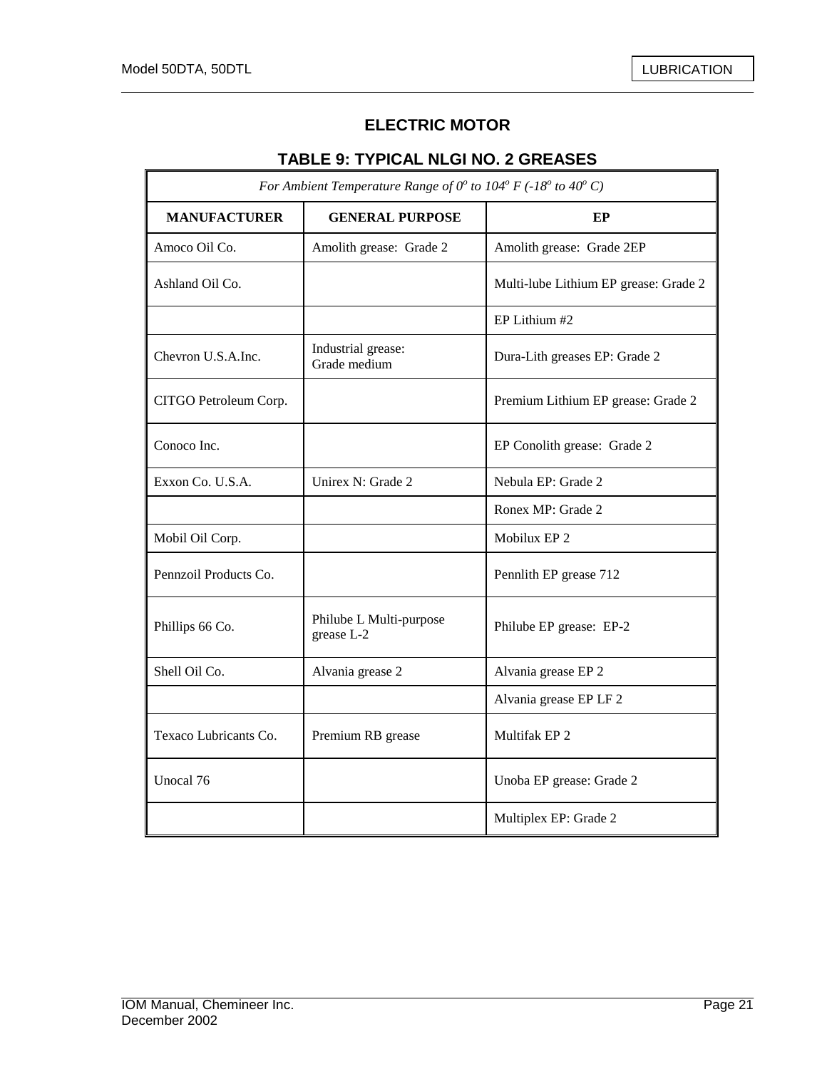## ELECTRIC MOTOR

### TABLE 9: TYPICAL NLGI NO. 2 GREASES

| *For Ambient Temperature Range of $0^o$ to $104^o$ F ($-18^o$ to $40^o$ C)* | | |
|---|---|---|
| **MANUFACTURER** | **GENERAL PURPOSE** | **EP** |
| Amoco Oil Co. | Amolith grease: Grade 2 | Amolith grease: Grade 2EP |
| Ashland Oil Co. | | Multi-lube Lithium EP grease: Grade 2 |
| | | EP Lithium #2 |
| Chevron U.S.A.Inc. | Industrial grease: Grade medium | Dura-Lith greases EP: Grade 2 |
| CITGO Petroleum Corp. | | Premium Lithium EP grease: Grade 2 |
| Conoco Inc. | | EP Conolith grease: Grade 2 |
| Exxon Co. U.S.A. | Unirex N: Grade 2 | Nebula EP: Grade 2 |
| | | Ronex MP: Grade 2 |
| Mobil Oil Corp. | | Mobilux EP 2 |
| Pennzoil Products Co. | | Pennlith EP grease 712 |
| Phillips 66 Co. | Philube L Multi-purpose grease L-2 | Philube EP grease: EP-2 |
| Shell Oil Co. | Alvania grease 2 | Alvania grease EP 2 |
| | | Alvania grease EP LF 2 |
| Texaco Lubricants Co. | Premium RB grease | Multifak EP 2 |
| Unocal 76 | | Unoba EP grease: Grade 2 |
| | | Multiplex EP: Grade 2 |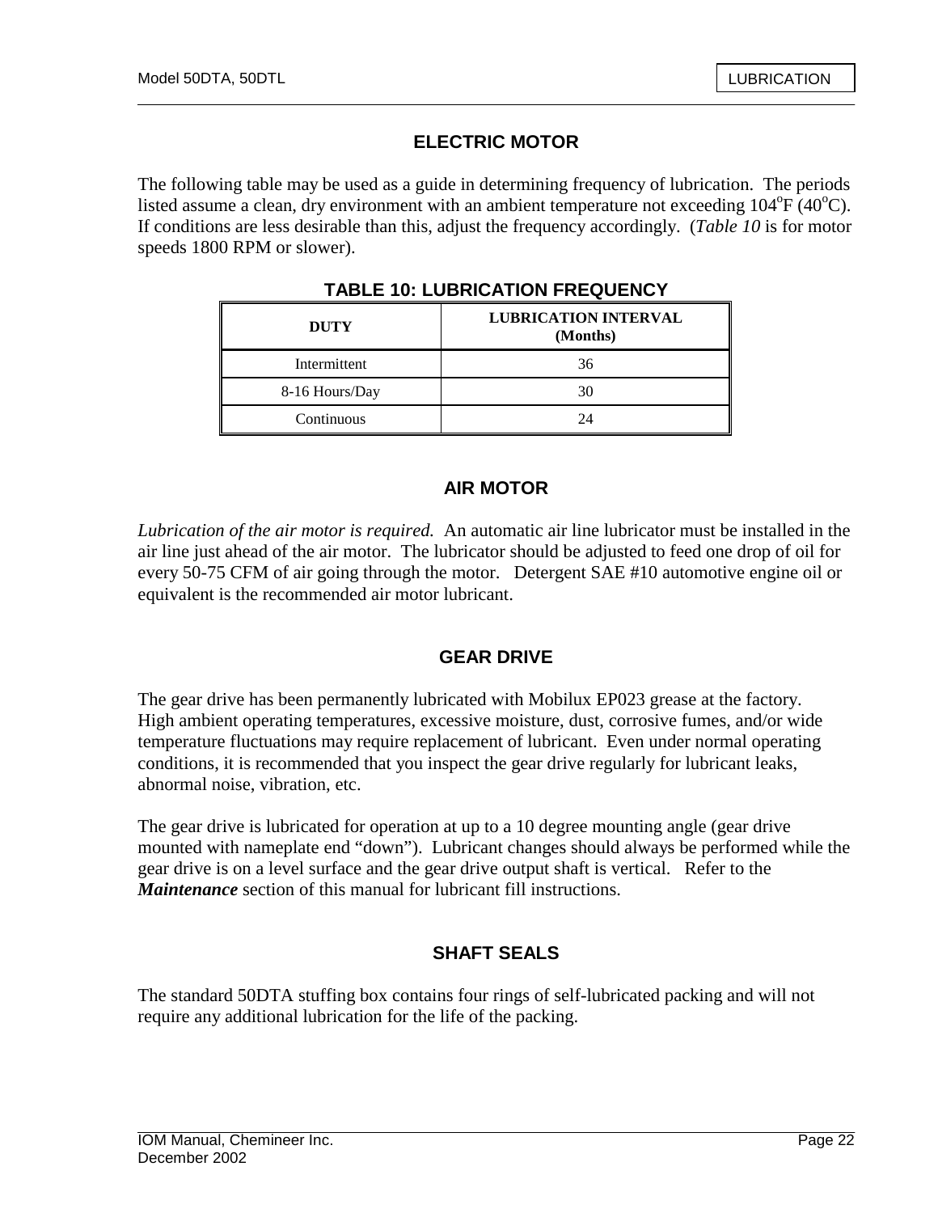## ELECTRIC MOTOR

The following table may be used as a guide in determining frequency of lubrication. The periods listed assume a clean, dry environment with an ambient temperature not exceeding 104°F (40°C). If conditions are less desirable than this, adjust the frequency accordingly. (*Table 10* is for motor speeds 1800 RPM or slower).

**TABLE 10: LUBRICATION FREQUENCY**

| DUTY | LUBRICATION INTERVAL (Months) |
|---|---|
| Intermittent | 36 |
| 8-16 Hours/Day | 30 |
| Continuous | 24 |

## AIR MOTOR

*Lubrication of the air motor is required.* An automatic air line lubricator must be installed in the air line just ahead of the air motor. The lubricator should be adjusted to feed one drop of oil for every 50-75 CFM of air going through the motor. Detergent SAE #10 automotive engine oil or equivalent is the recommended air motor lubricant.

## GEAR DRIVE

The gear drive has been permanently lubricated with Mobilux EP023 grease at the factory. High ambient operating temperatures, excessive moisture, dust, corrosive fumes, and/or wide temperature fluctuations may require replacement of lubricant. Even under normal operating conditions, it is recommended that you inspect the gear drive regularly for lubricant leaks, abnormal noise, vibration, etc.

The gear drive is lubricated for operation at up to a 10 degree mounting angle (gear drive mounted with nameplate end "down"). Lubricant changes should always be performed while the gear drive is on a level surface and the gear drive output shaft is vertical. Refer to the ***Maintenance*** section of this manual for lubricant fill instructions.

## SHAFT SEALS

The standard 50DTA stuffing box contains four rings of self-lubricated packing and will not require any additional lubrication for the life of the packing.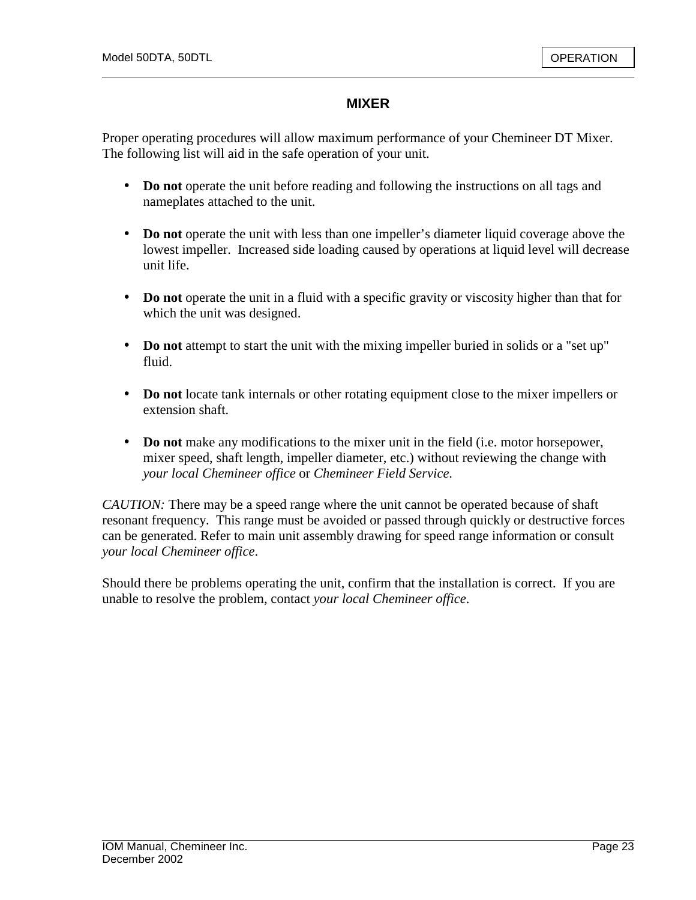## MIXER

Proper operating procedures will allow maximum performance of your Chemineer DT Mixer. The following list will aid in the safe operation of your unit.

- **Do not** operate the unit before reading and following the instructions on all tags and nameplates attached to the unit.

- **Do not** operate the unit with less than one impeller's diameter liquid coverage above the lowest impeller. Increased side loading caused by operations at liquid level will decrease unit life.

- **Do not** operate the unit in a fluid with a specific gravity or viscosity higher than that for which the unit was designed.

- **Do not** attempt to start the unit with the mixing impeller buried in solids or a "set up" fluid.

- **Do not** locate tank internals or other rotating equipment close to the mixer impellers or extension shaft.

- **Do not** make any modifications to the mixer unit in the field (i.e. motor horsepower, mixer speed, shaft length, impeller diameter, etc.) without reviewing the change with *your local Chemineer office* or *Chemineer Field Service.*

*CAUTION:* There may be a speed range where the unit cannot be operated because of shaft resonant frequency. This range must be avoided or passed through quickly or destructive forces can be generated. Refer to main unit assembly drawing for speed range information or consult *your local Chemineer office*.

Should there be problems operating the unit, confirm that the installation is correct. If you are unable to resolve the problem, contact *your local Chemineer office*.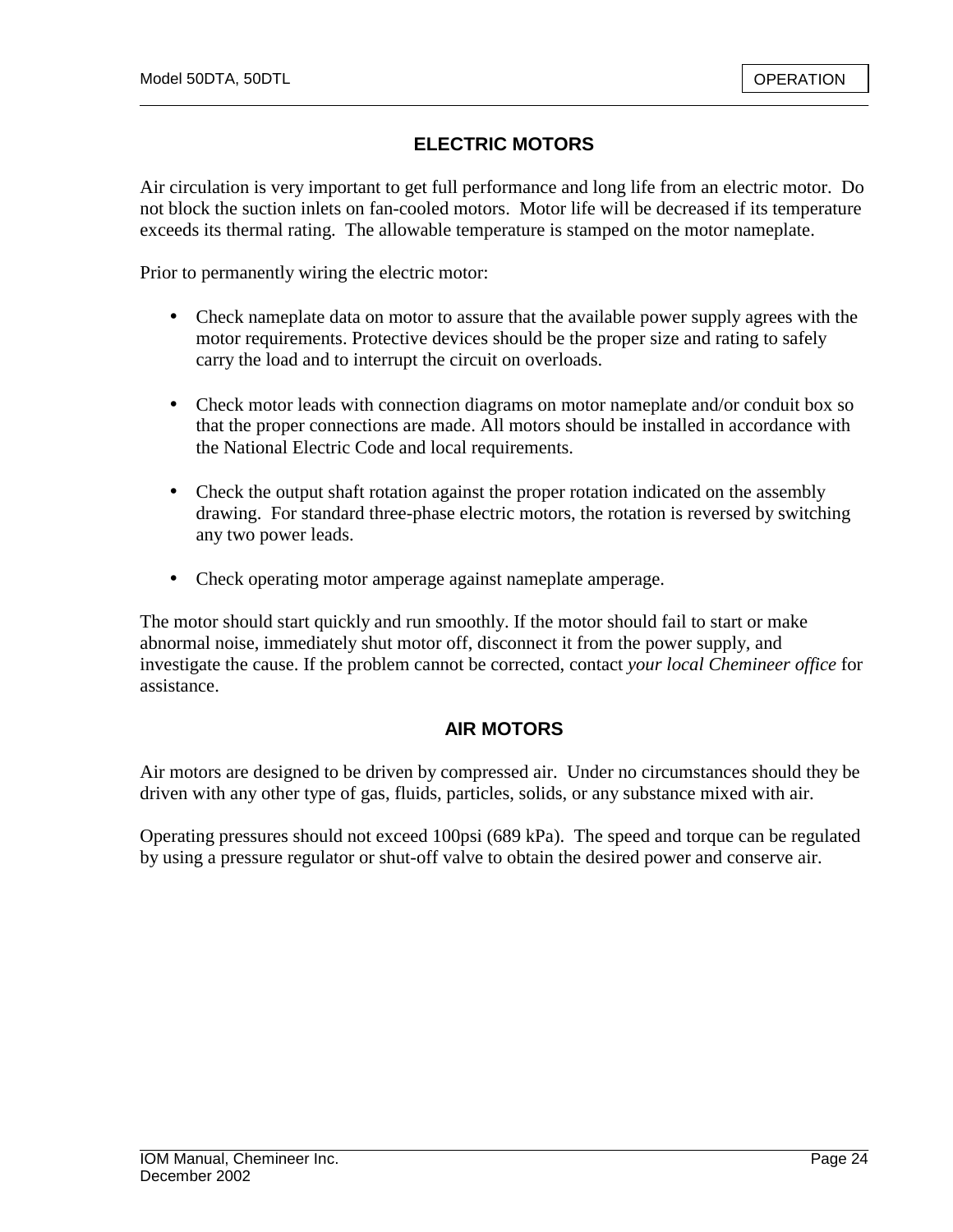## ELECTRIC MOTORS

Air circulation is very important to get full performance and long life from an electric motor. Do not block the suction inlets on fan-cooled motors. Motor life will be decreased if its temperature exceeds its thermal rating. The allowable temperature is stamped on the motor nameplate.

Prior to permanently wiring the electric motor:

- Check nameplate data on motor to assure that the available power supply agrees with the motor requirements. Protective devices should be the proper size and rating to safely carry the load and to interrupt the circuit on overloads.

- Check motor leads with connection diagrams on motor nameplate and/or conduit box so that the proper connections are made. All motors should be installed in accordance with the National Electric Code and local requirements.

- Check the output shaft rotation against the proper rotation indicated on the assembly drawing. For standard three-phase electric motors, the rotation is reversed by switching any two power leads.

- Check operating motor amperage against nameplate amperage.

The motor should start quickly and run smoothly. If the motor should fail to start or make abnormal noise, immediately shut motor off, disconnect it from the power supply, and investigate the cause. If the problem cannot be corrected, contact *your local Chemineer office* for assistance.

## AIR MOTORS

Air motors are designed to be driven by compressed air. Under no circumstances should they be driven with any other type of gas, fluids, particles, solids, or any substance mixed with air.

Operating pressures should not exceed 100psi (689 kPa). The speed and torque can be regulated by using a pressure regulator or shut-off valve to obtain the desired power and conserve air.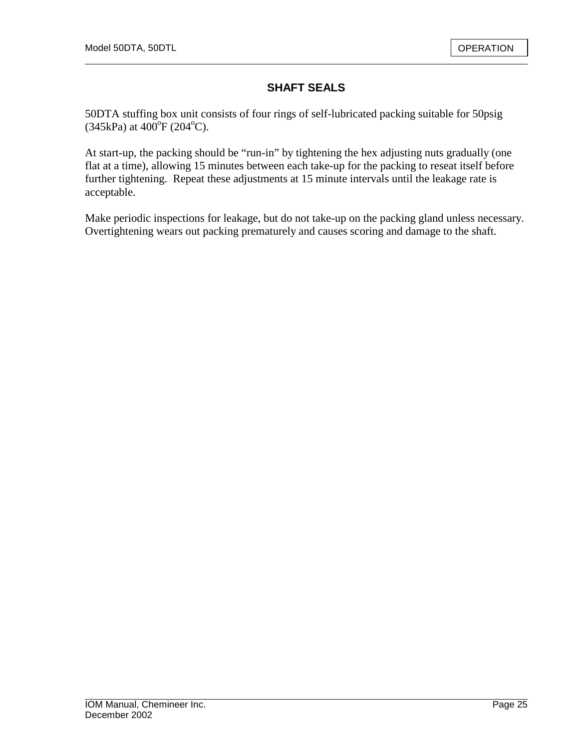## SHAFT SEALS

50DTA stuffing box unit consists of four rings of self-lubricated packing suitable for 50psig (345kPa) at 400°F (204°C).

At start-up, the packing should be "run-in" by tightening the hex adjusting nuts gradually (one flat at a time), allowing 15 minutes between each take-up for the packing to reseat itself before further tightening. Repeat these adjustments at 15 minute intervals until the leakage rate is acceptable.

Make periodic inspections for leakage, but do not take-up on the packing gland unless necessary. Overtightening wears out packing prematurely and causes scoring and damage to the shaft.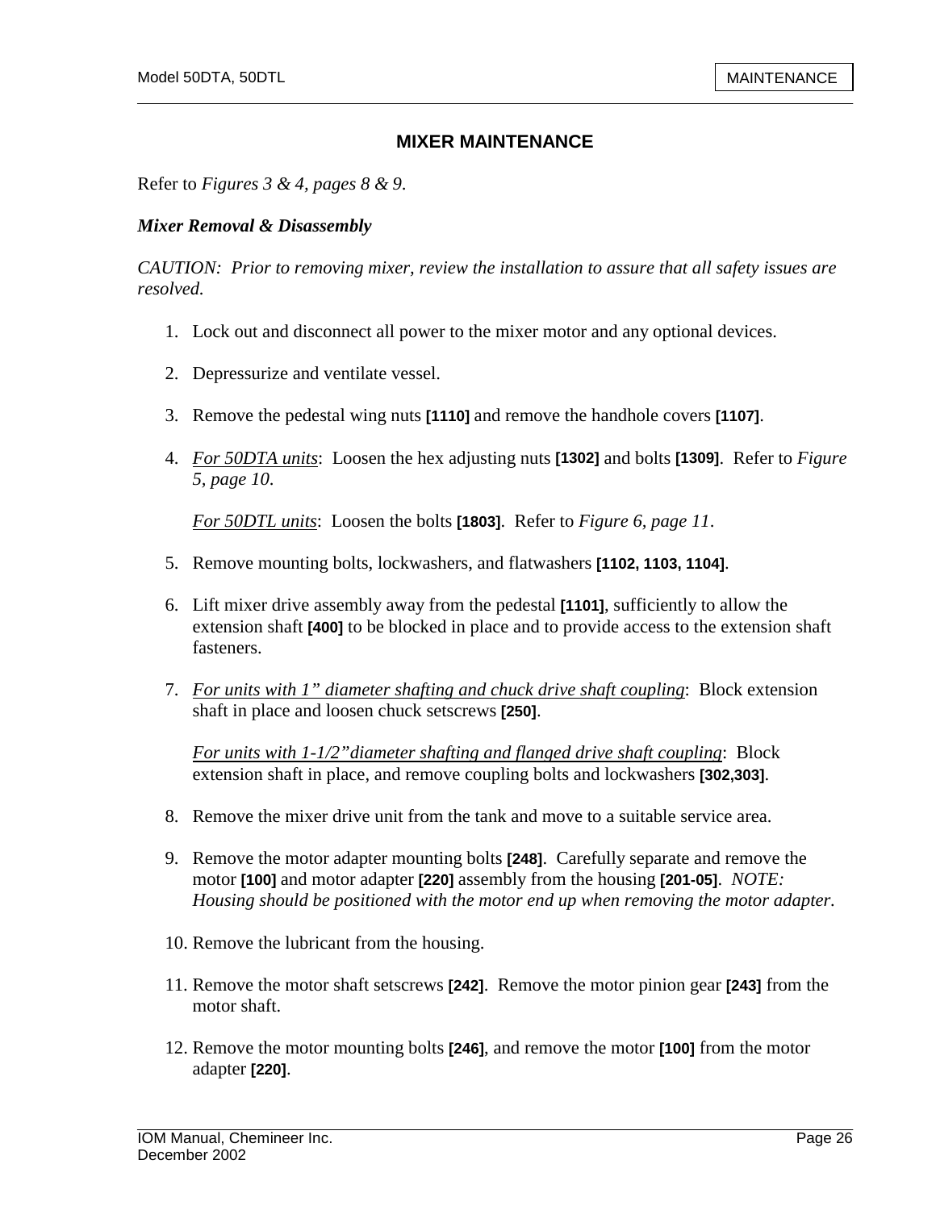## MIXER MAINTENANCE

Refer to *Figures 3 & 4, pages 8 & 9*.

### *Mixer Removal & Disassembly*

*CAUTION: Prior to removing mixer, review the installation to assure that all safety issues are resolved.*

1. Lock out and disconnect all power to the mixer motor and any optional devices.

2. Depressurize and ventilate vessel.

3. Remove the pedestal wing nuts **[1110]** and remove the handhole covers **[1107]**.

4. <u>*For 50DTA units*</u>: Loosen the hex adjusting nuts **[1302]** and bolts **[1309]**. Refer to *Figure 5, page 10*.

   <u>*For 50DTL units*</u>: Loosen the bolts **[1803]**. Refer to *Figure 6, page 11*.

5. Remove mounting bolts, lockwashers, and flatwashers **[1102, 1103, 1104]**.

6. Lift mixer drive assembly away from the pedestal **[1101]**, sufficiently to allow the extension shaft **[400]** to be blocked in place and to provide access to the extension shaft fasteners.

7. <u>*For units with 1" diameter shafting and chuck drive shaft coupling*</u>: Block extension shaft in place and loosen chuck setscrews **[250]**.

   <u>*For units with 1-1/2"diameter shafting and flanged drive shaft coupling*</u>: Block extension shaft in place, and remove coupling bolts and lockwashers **[302,303]**.

8. Remove the mixer drive unit from the tank and move to a suitable service area.

9. Remove the motor adapter mounting bolts **[248]**. Carefully separate and remove the motor **[100]** and motor adapter **[220]** assembly from the housing **[201-05]**. *NOTE: Housing should be positioned with the motor end up when removing the motor adapter.*

10. Remove the lubricant from the housing.

11. Remove the motor shaft setscrews **[242]**. Remove the motor pinion gear **[243]** from the motor shaft.

12. Remove the motor mounting bolts **[246]**, and remove the motor **[100]** from the motor adapter **[220]**.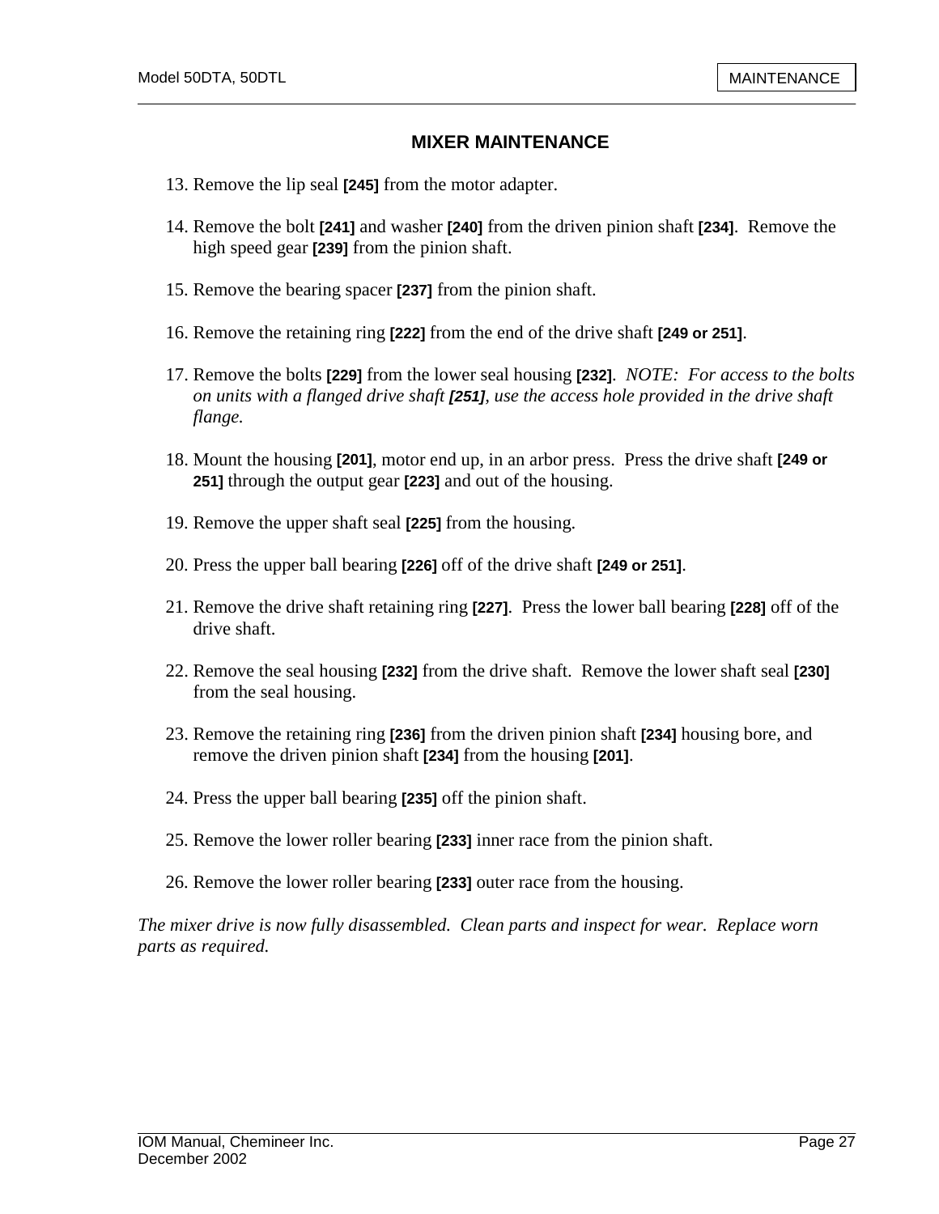## MIXER MAINTENANCE

13. Remove the lip seal **[245]** from the motor adapter.

14. Remove the bolt **[241]** and washer **[240]** from the driven pinion shaft **[234]**. Remove the high speed gear **[239]** from the pinion shaft.

15. Remove the bearing spacer **[237]** from the pinion shaft.

16. Remove the retaining ring **[222]** from the end of the drive shaft **[249 or 251]**.

17. Remove the bolts **[229]** from the lower seal housing **[232]**. *NOTE: For access to the bolts on units with a flanged drive shaft* ***[251]****, use the access hole provided in the drive shaft flange.*

18. Mount the housing **[201]**, motor end up, in an arbor press. Press the drive shaft **[249 or 251]** through the output gear **[223]** and out of the housing.

19. Remove the upper shaft seal **[225]** from the housing.

20. Press the upper ball bearing **[226]** off of the drive shaft **[249 or 251]**.

21. Remove the drive shaft retaining ring **[227]**. Press the lower ball bearing **[228]** off of the drive shaft.

22. Remove the seal housing **[232]** from the drive shaft. Remove the lower shaft seal **[230]** from the seal housing.

23. Remove the retaining ring **[236]** from the driven pinion shaft **[234]** housing bore, and remove the driven pinion shaft **[234]** from the housing **[201]**.

24. Press the upper ball bearing **[235]** off the pinion shaft.

25. Remove the lower roller bearing **[233]** inner race from the pinion shaft.

26. Remove the lower roller bearing **[233]** outer race from the housing.

*The mixer drive is now fully disassembled. Clean parts and inspect for wear. Replace worn parts as required.*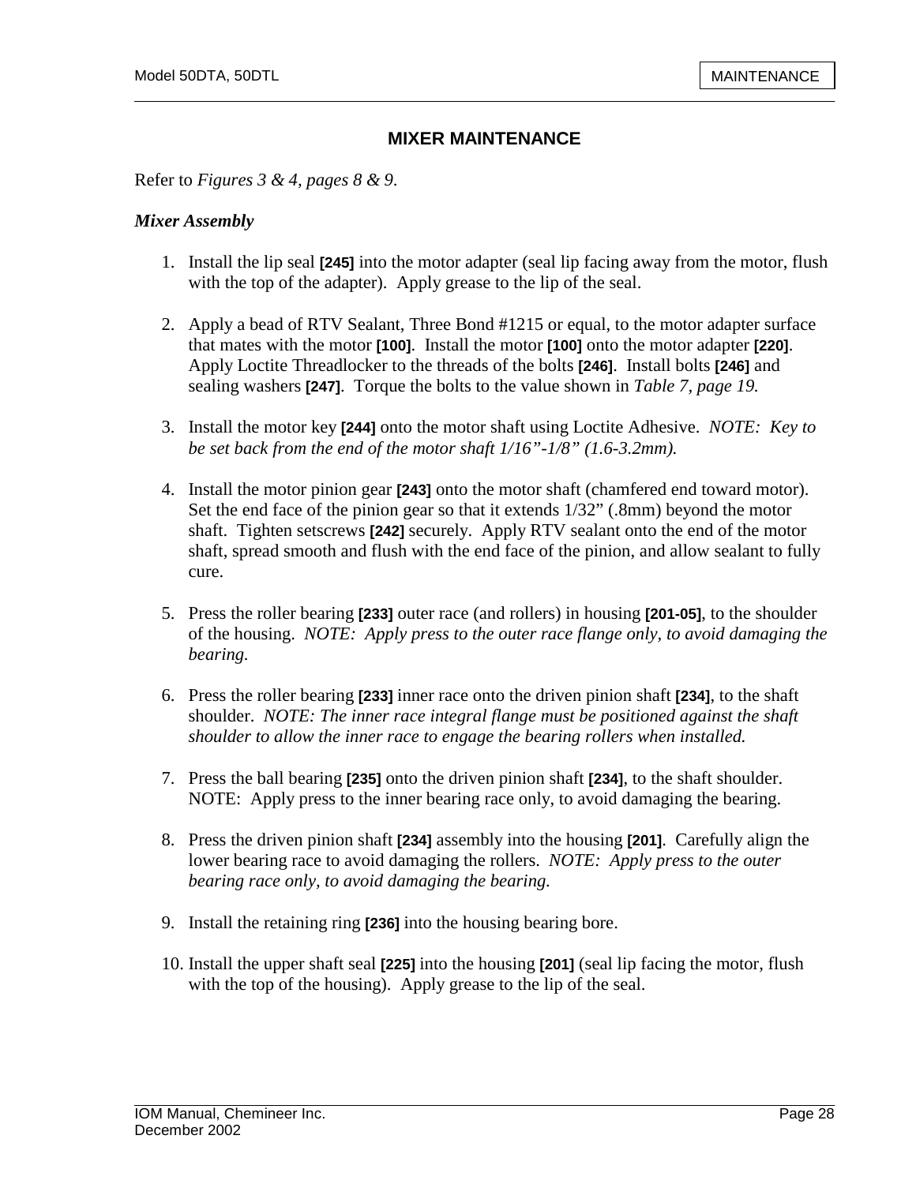## MIXER MAINTENANCE

Refer to *Figures 3 & 4, pages 8 & 9*.

### *Mixer Assembly*

1. Install the lip seal **[245]** into the motor adapter (seal lip facing away from the motor, flush with the top of the adapter). Apply grease to the lip of the seal.

2. Apply a bead of RTV Sealant, Three Bond #1215 or equal, to the motor adapter surface that mates with the motor **[100]**. Install the motor **[100]** onto the motor adapter **[220]**. Apply Loctite Threadlocker to the threads of the bolts **[246]**. Install bolts **[246]** and sealing washers **[247]**. Torque the bolts to the value shown in *Table 7, page 19.*

3. Install the motor key **[244]** onto the motor shaft using Loctite Adhesive. *NOTE: Key to be set back from the end of the motor shaft 1/16"-1/8" (1.6-3.2mm).*

4. Install the motor pinion gear **[243]** onto the motor shaft (chamfered end toward motor). Set the end face of the pinion gear so that it extends 1/32" (.8mm) beyond the motor shaft. Tighten setscrews **[242]** securely. Apply RTV sealant onto the end of the motor shaft, spread smooth and flush with the end face of the pinion, and allow sealant to fully cure.

5. Press the roller bearing **[233]** outer race (and rollers) in housing **[201-05]**, to the shoulder of the housing. *NOTE: Apply press to the outer race flange only, to avoid damaging the bearing.*

6. Press the roller bearing **[233]** inner race onto the driven pinion shaft **[234]**, to the shaft shoulder. *NOTE: The inner race integral flange must be positioned against the shaft shoulder to allow the inner race to engage the bearing rollers when installed.*

7. Press the ball bearing **[235]** onto the driven pinion shaft **[234]**, to the shaft shoulder. NOTE: Apply press to the inner bearing race only, to avoid damaging the bearing.

8. Press the driven pinion shaft **[234]** assembly into the housing **[201]**. Carefully align the lower bearing race to avoid damaging the rollers. *NOTE: Apply press to the outer bearing race only, to avoid damaging the bearing.*

9. Install the retaining ring **[236]** into the housing bearing bore.

10. Install the upper shaft seal **[225]** into the housing **[201]** (seal lip facing the motor, flush with the top of the housing). Apply grease to the lip of the seal.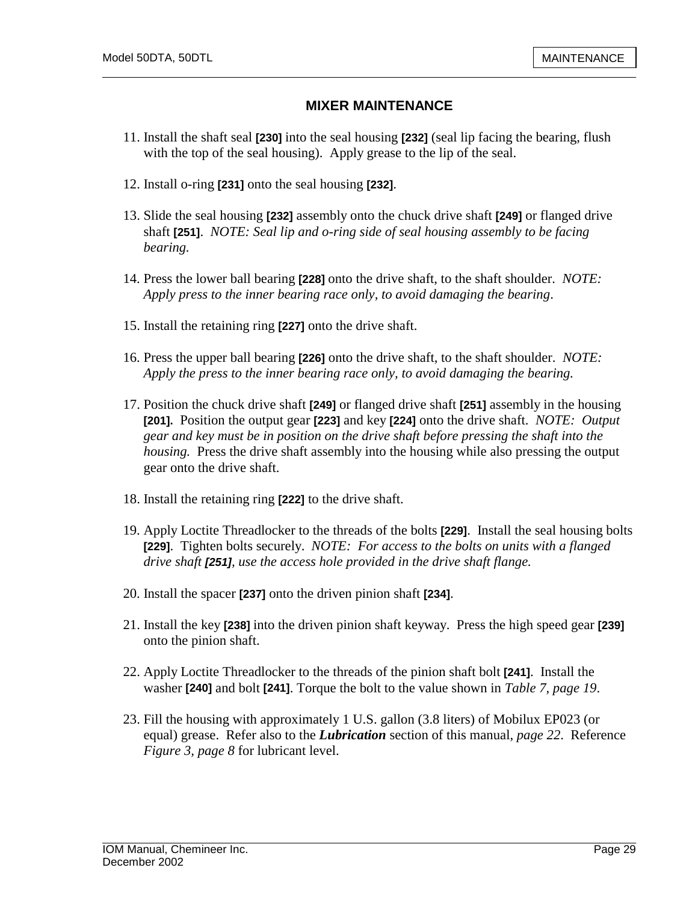## MIXER MAINTENANCE

11. Install the shaft seal **[230]** into the seal housing **[232]** (seal lip facing the bearing, flush with the top of the seal housing). Apply grease to the lip of the seal.

12. Install o-ring **[231]** onto the seal housing **[232]**.

13. Slide the seal housing **[232]** assembly onto the chuck drive shaft **[249]** or flanged drive shaft **[251]**. *NOTE: Seal lip and o-ring side of seal housing assembly to be facing bearing.*

14. Press the lower ball bearing **[228]** onto the drive shaft, to the shaft shoulder. *NOTE: Apply press to the inner bearing race only, to avoid damaging the bearing*.

15. Install the retaining ring **[227]** onto the drive shaft.

16. Press the upper ball bearing **[226]** onto the drive shaft, to the shaft shoulder. *NOTE: Apply the press to the inner bearing race only, to avoid damaging the bearing.*

17. Position the chuck drive shaft **[249]** or flanged drive shaft **[251]** assembly in the housing **[201].** Position the output gear **[223]** and key **[224]** onto the drive shaft. *NOTE: Output gear and key must be in position on the drive shaft before pressing the shaft into the housing.* Press the drive shaft assembly into the housing while also pressing the output gear onto the drive shaft.

18. Install the retaining ring **[222]** to the drive shaft.

19. Apply Loctite Threadlocker to the threads of the bolts **[229]**. Install the seal housing bolts **[229]**. Tighten bolts securely. *NOTE: For access to the bolts on units with a flanged drive shaft **[251]**, use the access hole provided in the drive shaft flange.*

20. Install the spacer **[237]** onto the driven pinion shaft **[234]**.

21. Install the key **[238]** into the driven pinion shaft keyway. Press the high speed gear **[239]** onto the pinion shaft.

22. Apply Loctite Threadlocker to the threads of the pinion shaft bolt **[241]**. Install the washer **[240]** and bolt **[241]**. Torque the bolt to the value shown in *Table 7, page 19*.

23. Fill the housing with approximately 1 U.S. gallon (3.8 liters) of Mobilux EP023 (or equal) grease. Refer also to the ***Lubrication*** section of this manual, *page 22*. Reference *Figure 3, page 8* for lubricant level.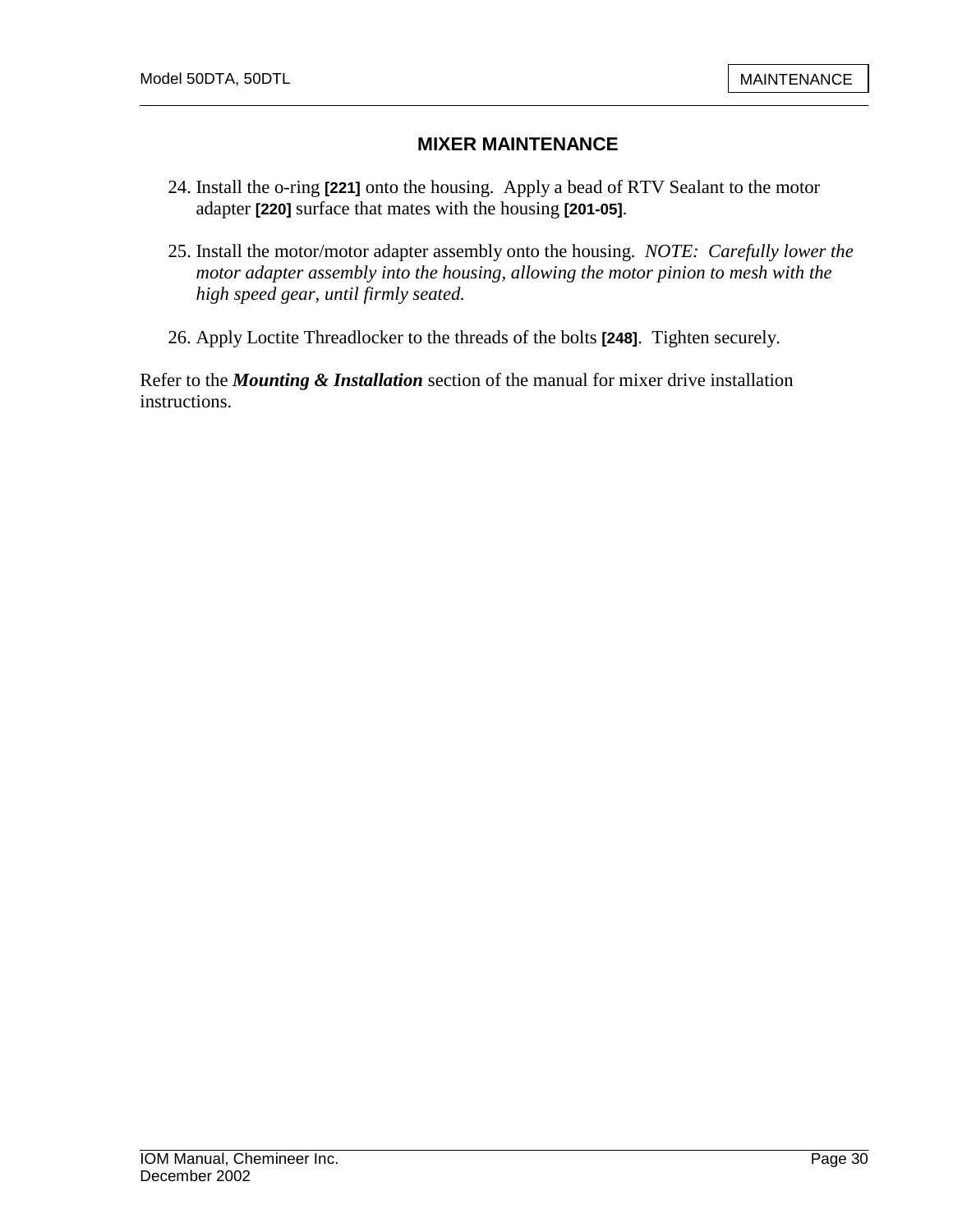## MIXER MAINTENANCE

24. Install the o-ring **[221]** onto the housing. Apply a bead of RTV Sealant to the motor adapter **[220]** surface that mates with the housing **[201-05]**.

25. Install the motor/motor adapter assembly onto the housing. *NOTE: Carefully lower the motor adapter assembly into the housing, allowing the motor pinion to mesh with the high speed gear, until firmly seated.*

26. Apply Loctite Threadlocker to the threads of the bolts **[248]**. Tighten securely.

Refer to the ***Mounting & Installation*** section of the manual for mixer drive installation instructions.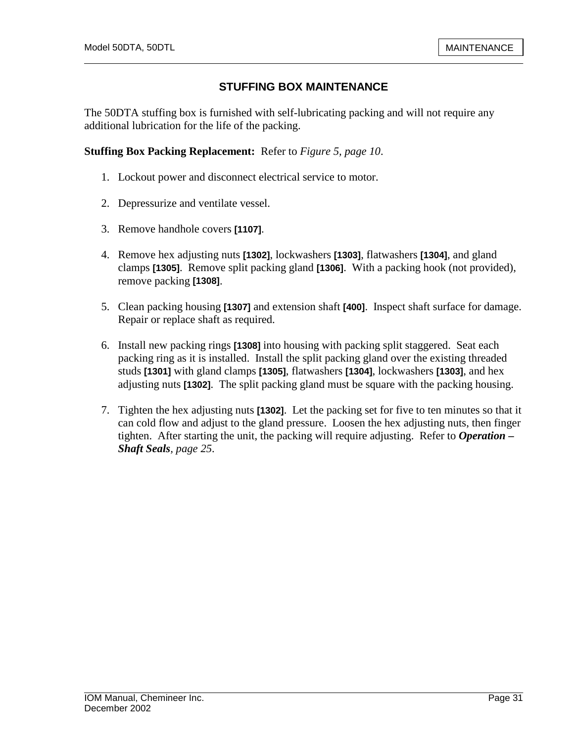## STUFFING BOX MAINTENANCE

The 50DTA stuffing box is furnished with self-lubricating packing and will not require any additional lubrication for the life of the packing.

**Stuffing Box Packing Replacement:** Refer to *Figure 5, page 10*.

1. Lockout power and disconnect electrical service to motor.
2. Depressurize and ventilate vessel.
3. Remove handhole covers **[1107]**.
4. Remove hex adjusting nuts **[1302]**, lockwashers **[1303]**, flatwashers **[1304]**, and gland clamps **[1305]**. Remove split packing gland **[1306]**. With a packing hook (not provided), remove packing **[1308]**.
5. Clean packing housing **[1307]** and extension shaft **[400]**. Inspect shaft surface for damage. Repair or replace shaft as required.
6. Install new packing rings **[1308]** into housing with packing split staggered. Seat each packing ring as it is installed. Install the split packing gland over the existing threaded studs **[1301]** with gland clamps **[1305]**, flatwashers **[1304]**, lockwashers **[1303]**, and hex adjusting nuts **[1302]**. The split packing gland must be square with the packing housing.
7. Tighten the hex adjusting nuts **[1302]**. Let the packing set for five to ten minutes so that it can cold flow and adjust to the gland pressure. Loosen the hex adjusting nuts, then finger tighten. After starting the unit, the packing will require adjusting. Refer to ***Operation – Shaft Seals****, page 25*.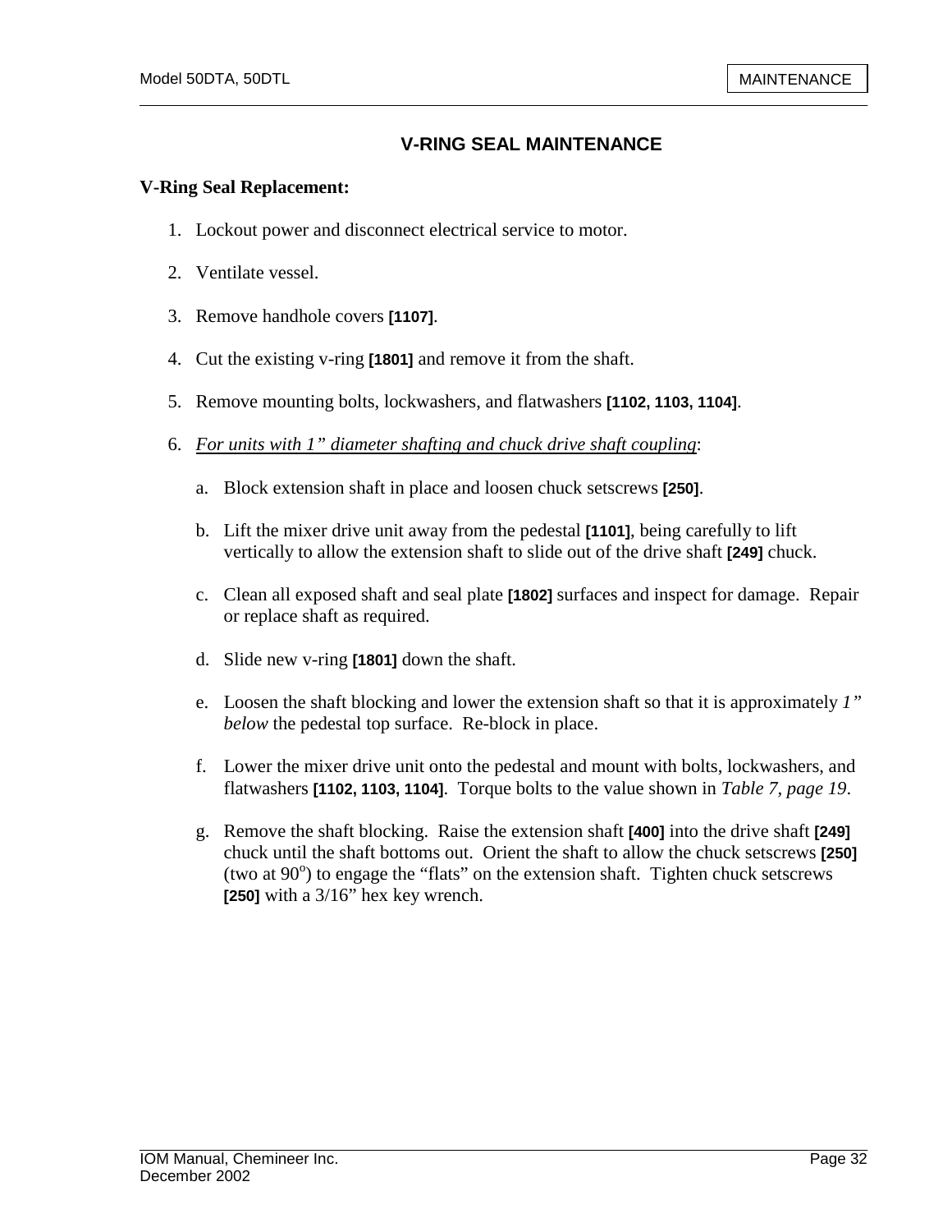## V-RING SEAL MAINTENANCE

**V-Ring Seal Replacement:**

1. Lockout power and disconnect electrical service to motor.

2. Ventilate vessel.

3. Remove handhole covers **[1107]**.

4. Cut the existing v-ring **[1801]** and remove it from the shaft.

5. Remove mounting bolts, lockwashers, and flatwashers **[1102, 1103, 1104]**.

6. *For units with 1" diameter shafting and chuck drive shaft coupling*:

   a. Block extension shaft in place and loosen chuck setscrews **[250]**.

   b. Lift the mixer drive unit away from the pedestal **[1101]**, being carefully to lift vertically to allow the extension shaft to slide out of the drive shaft **[249]** chuck.

   c. Clean all exposed shaft and seal plate **[1802]** surfaces and inspect for damage. Repair or replace shaft as required.

   d. Slide new v-ring **[1801]** down the shaft.

   e. Loosen the shaft blocking and lower the extension shaft so that it is approximately *1" below* the pedestal top surface. Re-block in place.

   f. Lower the mixer drive unit onto the pedestal and mount with bolts, lockwashers, and flatwashers **[1102, 1103, 1104]**. Torque bolts to the value shown in *Table 7, page 19*.

   g. Remove the shaft blocking. Raise the extension shaft **[400]** into the drive shaft **[249]** chuck until the shaft bottoms out. Orient the shaft to allow the chuck setscrews **[250]** (two at 90°) to engage the "flats" on the extension shaft. Tighten chuck setscrews **[250]** with a 3/16" hex key wrench.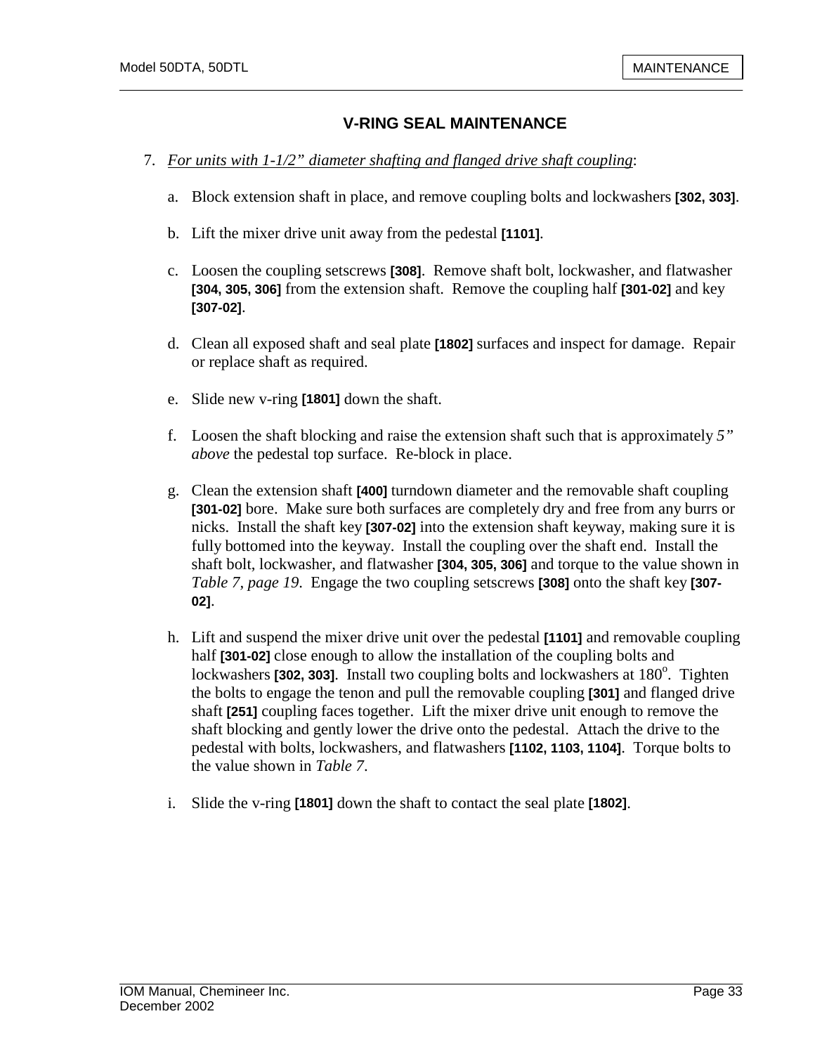## V-RING SEAL MAINTENANCE

7. *For units with 1-1/2" diameter shafting and flanged drive shaft coupling*:

   a. Block extension shaft in place, and remove coupling bolts and lockwashers **[302, 303]**.

   b. Lift the mixer drive unit away from the pedestal **[1101]**.

   c. Loosen the coupling setscrews **[308]**. Remove shaft bolt, lockwasher, and flatwasher **[304, 305, 306]** from the extension shaft. Remove the coupling half **[301-02]** and key **[307-02]**.

   d. Clean all exposed shaft and seal plate **[1802]** surfaces and inspect for damage. Repair or replace shaft as required.

   e. Slide new v-ring **[1801]** down the shaft.

   f. Loosen the shaft blocking and raise the extension shaft such that is approximately *5" above* the pedestal top surface. Re-block in place.

   g. Clean the extension shaft **[400]** turndown diameter and the removable shaft coupling **[301-02]** bore. Make sure both surfaces are completely dry and free from any burrs or nicks. Install the shaft key **[307-02]** into the extension shaft keyway, making sure it is fully bottomed into the keyway. Install the coupling over the shaft end. Install the shaft bolt, lockwasher, and flatwasher **[304, 305, 306]** and torque to the value shown in *Table 7, page 19*. Engage the two coupling setscrews **[308]** onto the shaft key **[307-02]**.

   h. Lift and suspend the mixer drive unit over the pedestal **[1101]** and removable coupling half **[301-02]** close enough to allow the installation of the coupling bolts and lockwashers **[302, 303]**. Install two coupling bolts and lockwashers at 180°. Tighten the bolts to engage the tenon and pull the removable coupling **[301]** and flanged drive shaft **[251]** coupling faces together. Lift the mixer drive unit enough to remove the shaft blocking and gently lower the drive onto the pedestal. Attach the drive to the pedestal with bolts, lockwashers, and flatwashers **[1102, 1103, 1104]**. Torque bolts to the value shown in *Table 7*.

   i. Slide the v-ring **[1801]** down the shaft to contact the seal plate **[1802]**.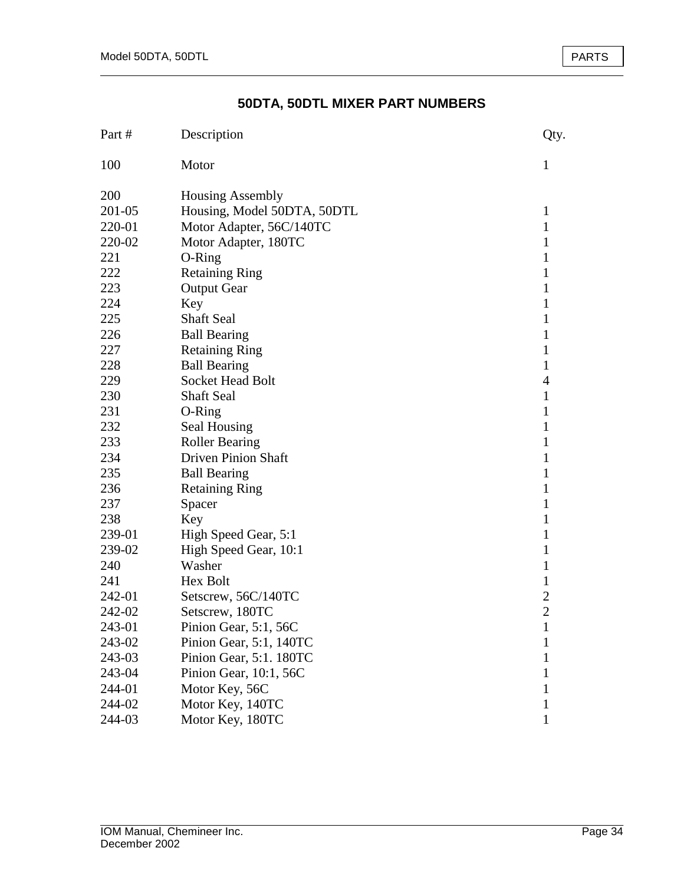## 50DTA, 50DTL MIXER PART NUMBERS

| Part # | Description | Qty. |
|---|---|---|
| 100 | Motor | 1 |
| 200 | Housing Assembly | |
| 201-05 | Housing, Model 50DTA, 50DTL | 1 |
| 220-01 | Motor Adapter, 56C/140TC | 1 |
| 220-02 | Motor Adapter, 180TC | 1 |
| 221 | O-Ring | 1 |
| 222 | Retaining Ring | 1 |
| 223 | Output Gear | 1 |
| 224 | Key | 1 |
| 225 | Shaft Seal | 1 |
| 226 | Ball Bearing | 1 |
| 227 | Retaining Ring | 1 |
| 228 | Ball Bearing | 1 |
| 229 | Socket Head Bolt | 4 |
| 230 | Shaft Seal | 1 |
| 231 | O-Ring | 1 |
| 232 | Seal Housing | 1 |
| 233 | Roller Bearing | 1 |
| 234 | Driven Pinion Shaft | 1 |
| 235 | Ball Bearing | 1 |
| 236 | Retaining Ring | 1 |
| 237 | Spacer | 1 |
| 238 | Key | 1 |
| 239-01 | High Speed Gear, 5:1 | 1 |
| 239-02 | High Speed Gear, 10:1 | 1 |
| 240 | Washer | 1 |
| 241 | Hex Bolt | 1 |
| 242-01 | Setscrew, 56C/140TC | 2 |
| 242-02 | Setscrew, 180TC | 2 |
| 243-01 | Pinion Gear, 5:1, 56C | 1 |
| 243-02 | Pinion Gear, 5:1, 140TC | 1 |
| 243-03 | Pinion Gear, 5:1. 180TC | 1 |
| 243-04 | Pinion Gear, 10:1, 56C | 1 |
| 244-01 | Motor Key, 56C | 1 |
| 244-02 | Motor Key, 140TC | 1 |
| 244-03 | Motor Key, 180TC | 1 |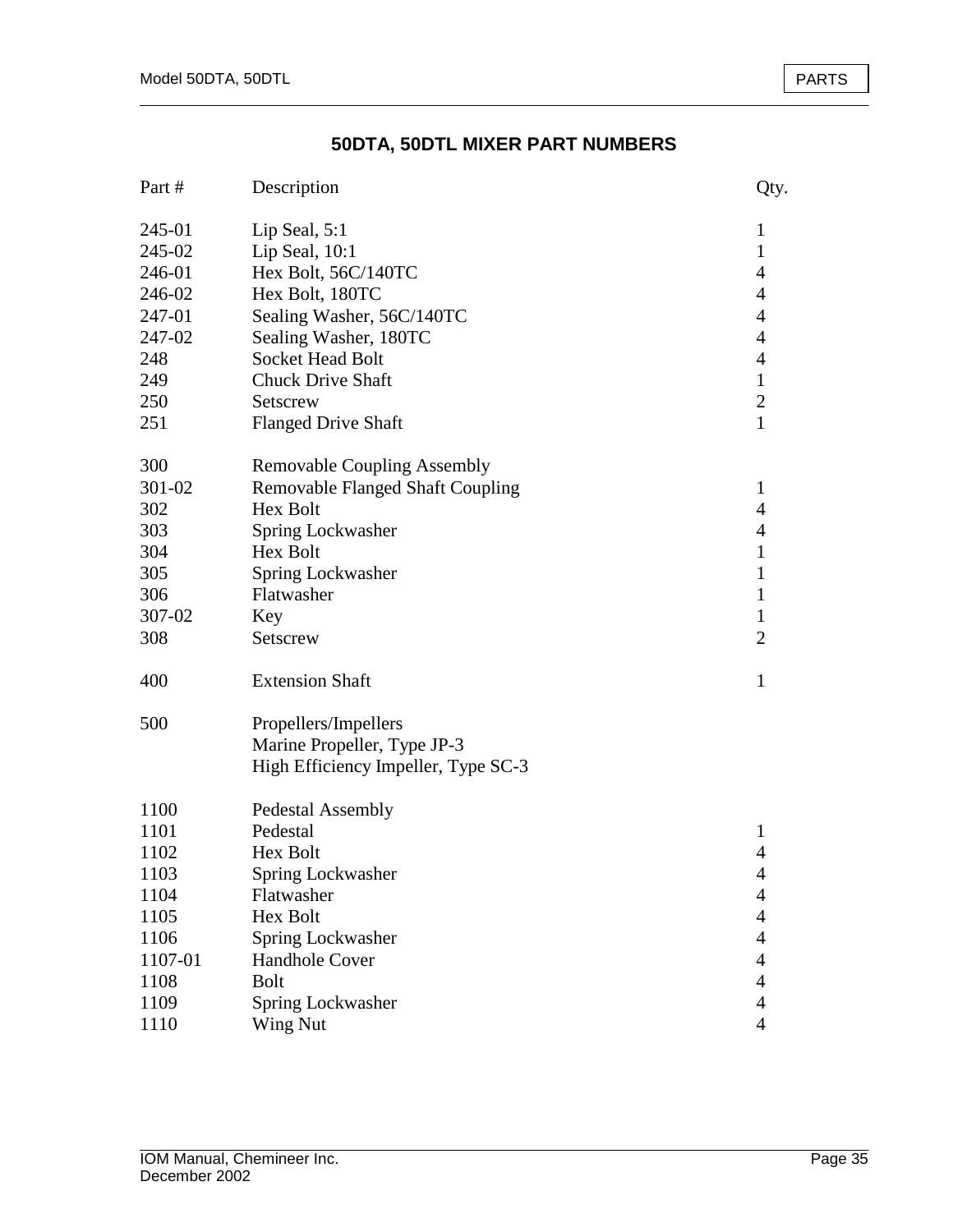## 50DTA, 50DTL MIXER PART NUMBERS

| Part # | Description | Qty. |
|---|---|---|
| 245-01 | Lip Seal, 5:1 | 1 |
| 245-02 | Lip Seal, 10:1 | 1 |
| 246-01 | Hex Bolt, 56C/140TC | 4 |
| 246-02 | Hex Bolt, 180TC | 4 |
| 247-01 | Sealing Washer, 56C/140TC | 4 |
| 247-02 | Sealing Washer, 180TC | 4 |
| 248 | Socket Head Bolt | 4 |
| 249 | Chuck Drive Shaft | 1 |
| 250 | Setscrew | 2 |
| 251 | Flanged Drive Shaft | 1 |
| | | |
| 300 | Removable Coupling Assembly | |
| 301-02 | Removable Flanged Shaft Coupling | 1 |
| 302 | Hex Bolt | 4 |
| 303 | Spring Lockwasher | 4 |
| 304 | Hex Bolt | 1 |
| 305 | Spring Lockwasher | 1 |
| 306 | Flatwasher | 1 |
| 307-02 | Key | 1 |
| 308 | Setscrew | 2 |
| | | |
| 400 | Extension Shaft | 1 |
| | | |
| 500 | Propellers/Impellers | |
| | Marine Propeller, Type JP-3 | |
| | High Efficiency Impeller, Type SC-3 | |
| | | |
| 1100 | Pedestal Assembly | |
| 1101 | Pedestal | 1 |
| 1102 | Hex Bolt | 4 |
| 1103 | Spring Lockwasher | 4 |
| 1104 | Flatwasher | 4 |
| 1105 | Hex Bolt | 4 |
| 1106 | Spring Lockwasher | 4 |
| 1107-01 | Handhole Cover | 4 |
| 1108 | Bolt | 4 |
| 1109 | Spring Lockwasher | 4 |
| 1110 | Wing Nut | 4 |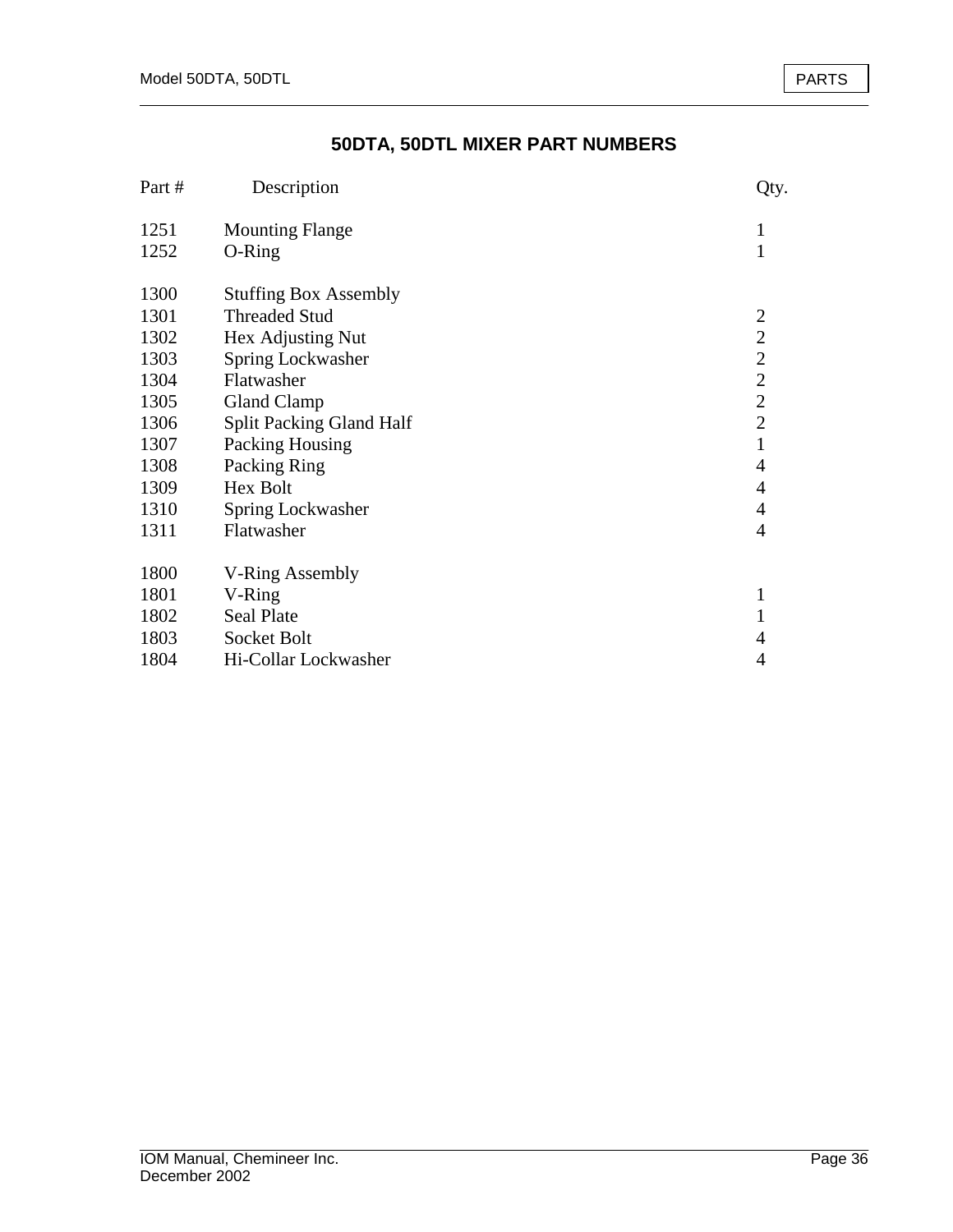## 50DTA, 50DTL MIXER PART NUMBERS

| Part # | Description | Qty. |
|---|---|---|
| 1251 | Mounting Flange | 1 |
| 1252 | O-Ring | 1 |
| | | |
| 1300 | Stuffing Box Assembly | |
| 1301 | Threaded Stud | 2 |
| 1302 | Hex Adjusting Nut | 2 |
| 1303 | Spring Lockwasher | 2 |
| 1304 | Flatwasher | 2 |
| 1305 | Gland Clamp | 2 |
| 1306 | Split Packing Gland Half | 2 |
| 1307 | Packing Housing | 1 |
| 1308 | Packing Ring | 4 |
| 1309 | Hex Bolt | 4 |
| 1310 | Spring Lockwasher | 4 |
| 1311 | Flatwasher | 4 |
| | | |
| 1800 | V-Ring Assembly | |
| 1801 | V-Ring | 1 |
| 1802 | Seal Plate | 1 |
| 1803 | Socket Bolt | 4 |
| 1804 | Hi-Collar Lockwasher | 4 |